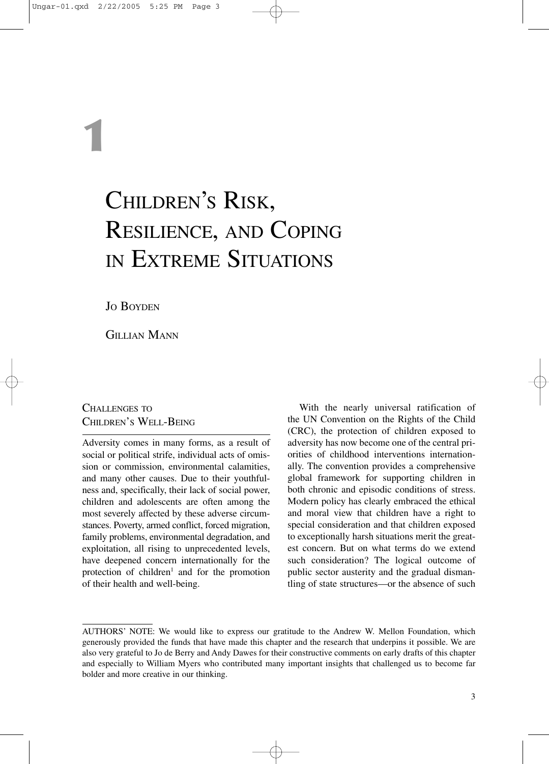# 1

# CHILDREN'S RISK, RESILIENCE, AND COPING IN EXTREME SITUATIONS

JO BOYDEN

GILLIAN MANN

## CHALLENGES TO CHILDREN'S WELL-BEING

Adversity comes in many forms, as a result of social or political strife, individual acts of omission or commission, environmental calamities, and many other causes. Due to their youthfulness and, specifically, their lack of social power, children and adolescents are often among the most severely affected by these adverse circumstances. Poverty, armed conflict, forced migration, family problems, environmental degradation, and exploitation, all rising to unprecedented levels, have deepened concern internationally for the protection of children[1] and for the promotion of their health and well-being.

With the nearly universal ratification of the UN Convention on the Rights of the Child (CRC), the protection of children exposed to adversity has now become one of the central priorities of childhood interventions internationally. The convention provides a comprehensive global framework for supporting children in both chronic and episodic conditions of stress. Modern policy has clearly embraced the ethical and moral view that children have a right to special consideration and that children exposed to exceptionally harsh situations merit the greatest concern. But on what terms do we extend such consideration? The logical outcome of public sector austerity and the gradual dismantling of state structures—or the absence of such

AUTHORS' NOTE: We would like to express our gratitude to the Andrew W. Mellon Foundation, which generously provided the funds that have made this chapter and the research that underpins it possible. We are also very grateful to Jo de Berry and Andy Dawes for their constructive comments on early drafts of this chapter and especially to William Myers who contributed many important insights that challenged us to become far bolder and more creative in our thinking.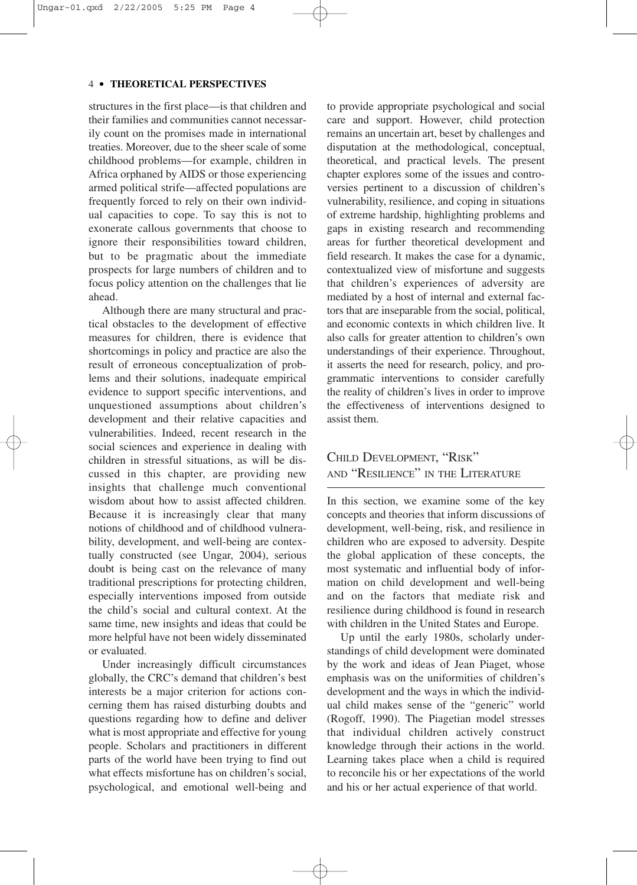structures in the first place—is that children and their families and communities cannot necessarily count on the promises made in international treaties. Moreover, due to the sheer scale of some childhood problems—for example, children in Africa orphaned by AIDS or those experiencing armed political strife—affected populations are frequently forced to rely on their own individual capacities to cope. To say this is not to exonerate callous governments that choose to ignore their responsibilities toward children, but to be pragmatic about the immediate prospects for large numbers of children and to focus policy attention on the challenges that lie ahead.

Although there are many structural and practical obstacles to the development of effective measures for children, there is evidence that shortcomings in policy and practice are also the result of erroneous conceptualization of problems and their solutions, inadequate empirical evidence to support specific interventions, and unquestioned assumptions about children's development and their relative capacities and vulnerabilities. Indeed, recent research in the social sciences and experience in dealing with children in stressful situations, as will be discussed in this chapter, are providing new insights that challenge much conventional wisdom about how to assist affected children. Because it is increasingly clear that many notions of childhood and of childhood vulnerability, development, and well-being are contextually constructed (see Ungar, 2004), serious doubt is being cast on the relevance of many traditional prescriptions for protecting children, especially interventions imposed from outside the child's social and cultural context. At the same time, new insights and ideas that could be more helpful have not been widely disseminated or evaluated.

Under increasingly difficult circumstances globally, the CRC's demand that children's best interests be a major criterion for actions concerning them has raised disturbing doubts and questions regarding how to define and deliver what is most appropriate and effective for young people. Scholars and practitioners in different parts of the world have been trying to find out what effects misfortune has on children's social, psychological, and emotional well-being and to provide appropriate psychological and social care and support. However, child protection remains an uncertain art, beset by challenges and disputation at the methodological, conceptual, theoretical, and practical levels. The present chapter explores some of the issues and controversies pertinent to a discussion of children's vulnerability, resilience, and coping in situations of extreme hardship, highlighting problems and gaps in existing research and recommending areas for further theoretical development and field research. It makes the case for a dynamic, contextualized view of misfortune and suggests that children's experiences of adversity are mediated by a host of internal and external factors that are inseparable from the social, political, and economic contexts in which children live. It also calls for greater attention to children's own understandings of their experience. Throughout, it asserts the need for research, policy, and programmatic interventions to consider carefully the reality of children's lives in order to improve the effectiveness of interventions designed to assist them.

## Child Development, "Risk" and "Resilience" in the Literature

In this section, we examine some of the key concepts and theories that inform discussions of development, well-being, risk, and resilience in children who are exposed to adversity. Despite the global application of these concepts, the most systematic and influential body of information on child development and well-being and on the factors that mediate risk and resilience during childhood is found in research with children in the United States and Europe.

Up until the early 1980s, scholarly understandings of child development were dominated by the work and ideas of Jean Piaget, whose emphasis was on the uniformities of children's development and the ways in which the individual child makes sense of the "generic" world (Rogoff, 1990). The Piagetian model stresses that individual children actively construct knowledge through their actions in the world. Learning takes place when a child is required to reconcile his or her expectations of the world and his or her actual experience of that world.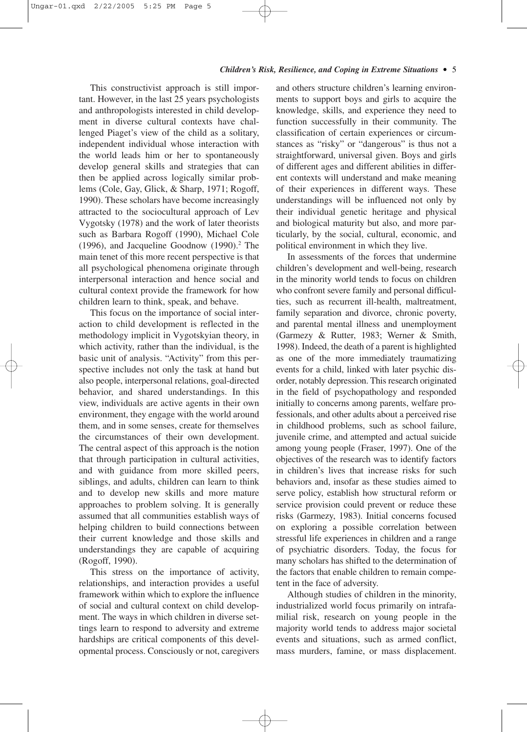This constructivist approach is still important. However, in the last 25 years psychologists and anthropologists interested in child development in diverse cultural contexts have challenged Piaget's view of the child as a solitary, independent individual whose interaction with the world leads him or her to spontaneously develop general skills and strategies that can then be applied across logically similar problems (Cole, Gay, Glick, & Sharp, 1971; Rogoff, 1990). These scholars have become increasingly attracted to the sociocultural approach of Lev Vygotsky (1978) and the work of later theorists such as Barbara Rogoff (1990), Michael Cole (1996), and Jacqueline Goodnow (1990).[2] The main tenet of this more recent perspective is that all psychological phenomena originate through interpersonal interaction and hence social and cultural context provide the framework for how children learn to think, speak, and behave.

This focus on the importance of social interaction to child development is reflected in the methodology implicit in Vygotskyian theory, in which activity, rather than the individual, is the basic unit of analysis. "Activity" from this perspective includes not only the task at hand but also people, interpersonal relations, goal-directed behavior, and shared understandings. In this view, individuals are active agents in their own environment, they engage with the world around them, and in some senses, create for themselves the circumstances of their own development. The central aspect of this approach is the notion that through participation in cultural activities, and with guidance from more skilled peers, siblings, and adults, children can learn to think and to develop new skills and more mature approaches to problem solving. It is generally assumed that all communities establish ways of helping children to build connections between their current knowledge and those skills and understandings they are capable of acquiring (Rogoff, 1990).

This stress on the importance of activity, relationships, and interaction provides a useful framework within which to explore the influence of social and cultural context on child development. The ways in which children in diverse settings learn to respond to adversity and extreme hardships are critical components of this developmental process. Consciously or not, caregivers and others structure children's learning environments to support boys and girls to acquire the knowledge, skills, and experience they need to function successfully in their community. The classification of certain experiences or circumstances as "risky" or "dangerous" is thus not a straightforward, universal given. Boys and girls of different ages and different abilities in different contexts will understand and make meaning of their experiences in different ways. These understandings will be influenced not only by their individual genetic heritage and physical and biological maturity but also, and more particularly, by the social, cultural, economic, and political environment in which they live.

In assessments of the forces that undermine children's development and well-being, research in the minority world tends to focus on children who confront severe family and personal difficulties, such as recurrent ill-health, maltreatment, family separation and divorce, chronic poverty, and parental mental illness and unemployment (Garmezy & Rutter, 1983; Werner & Smith, 1998). Indeed, the death of a parent is highlighted as one of the more immediately traumatizing events for a child, linked with later psychic disorder, notably depression. This research originated in the field of psychopathology and responded initially to concerns among parents, welfare professionals, and other adults about a perceived rise in childhood problems, such as school failure, juvenile crime, and attempted and actual suicide among young people (Fraser, 1997). One of the objectives of the research was to identify factors in children's lives that increase risks for such behaviors and, insofar as these studies aimed to serve policy, establish how structural reform or service provision could prevent or reduce these risks (Garmezy, 1983). Initial concerns focused on exploring a possible correlation between stressful life experiences in children and a range of psychiatric disorders. Today, the focus for many scholars has shifted to the determination of the factors that enable children to remain competent in the face of adversity.

Although studies of children in the minority, industrialized world focus primarily on intrafamilial risk, research on young people in the majority world tends to address major societal events and situations, such as armed conflict, mass murders, famine, or mass displacement.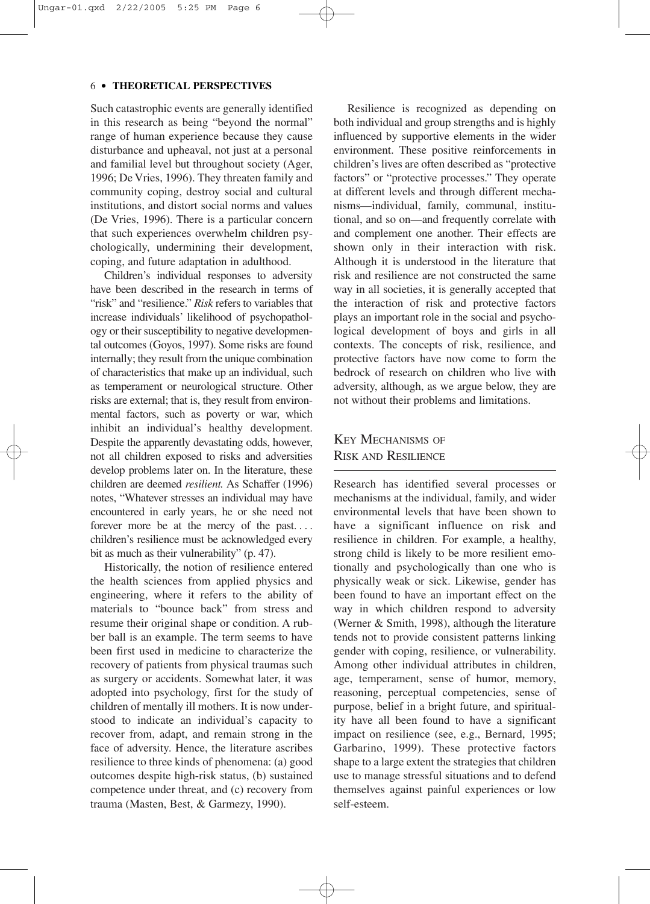Such catastrophic events are generally identified in this research as being "beyond the normal" range of human experience because they cause disturbance and upheaval, not just at a personal and familial level but throughout society (Ager, 1996; De Vries, 1996). They threaten family and community coping, destroy social and cultural institutions, and distort social norms and values (De Vries, 1996). There is a particular concern that such experiences overwhelm children psychologically, undermining their development, coping, and future adaptation in adulthood.

Children's individual responses to adversity have been described in the research in terms of "risk" and "resilience." *Risk* refers to variables that increase individuals' likelihood of psychopathology or their susceptibility to negative developmental outcomes (Goyos, 1997). Some risks are found internally; they result from the unique combination of characteristics that make up an individual, such as temperament or neurological structure. Other risks are external; that is, they result from environmental factors, such as poverty or war, which inhibit an individual's healthy development. Despite the apparently devastating odds, however, not all children exposed to risks and adversities develop problems later on. In the literature, these children are deemed *resilient.* As Schaffer (1996) notes, "Whatever stresses an individual may have encountered in early years, he or she need not forever more be at the mercy of the past. . . . children's resilience must be acknowledged every bit as much as their vulnerability" (p. 47).

Historically, the notion of resilience entered the health sciences from applied physics and engineering, where it refers to the ability of materials to "bounce back" from stress and resume their original shape or condition. A rubber ball is an example. The term seems to have been first used in medicine to characterize the recovery of patients from physical traumas such as surgery or accidents. Somewhat later, it was adopted into psychology, first for the study of children of mentally ill mothers. It is now understood to indicate an individual's capacity to recover from, adapt, and remain strong in the face of adversity. Hence, the literature ascribes resilience to three kinds of phenomena: (a) good outcomes despite high-risk status, (b) sustained competence under threat, and (c) recovery from trauma (Masten, Best, & Garmezy, 1990).

Resilience is recognized as depending on both individual and group strengths and is highly influenced by supportive elements in the wider environment. These positive reinforcements in children's lives are often described as "protective factors" or "protective processes." They operate at different levels and through different mechanisms—individual, family, communal, institutional, and so on—and frequently correlate with and complement one another. Their effects are shown only in their interaction with risk. Although it is understood in the literature that risk and resilience are not constructed the same way in all societies, it is generally accepted that the interaction of risk and protective factors plays an important role in the social and psychological development of boys and girls in all contexts. The concepts of risk, resilience, and protective factors have now come to form the bedrock of research on children who live with adversity, although, as we argue below, they are not without their problems and limitations.

## Key Mechanisms of Risk and Resilience

Research has identified several processes or mechanisms at the individual, family, and wider environmental levels that have been shown to have a significant influence on risk and resilience in children. For example, a healthy, strong child is likely to be more resilient emotionally and psychologically than one who is physically weak or sick. Likewise, gender has been found to have an important effect on the way in which children respond to adversity (Werner & Smith, 1998), although the literature tends not to provide consistent patterns linking gender with coping, resilience, or vulnerability. Among other individual attributes in children, age, temperament, sense of humor, memory, reasoning, perceptual competencies, sense of purpose, belief in a bright future, and spirituality have all been found to have a significant impact on resilience (see, e.g., Bernard, 1995; Garbarino, 1999). These protective factors shape to a large extent the strategies that children use to manage stressful situations and to defend themselves against painful experiences or low self-esteem.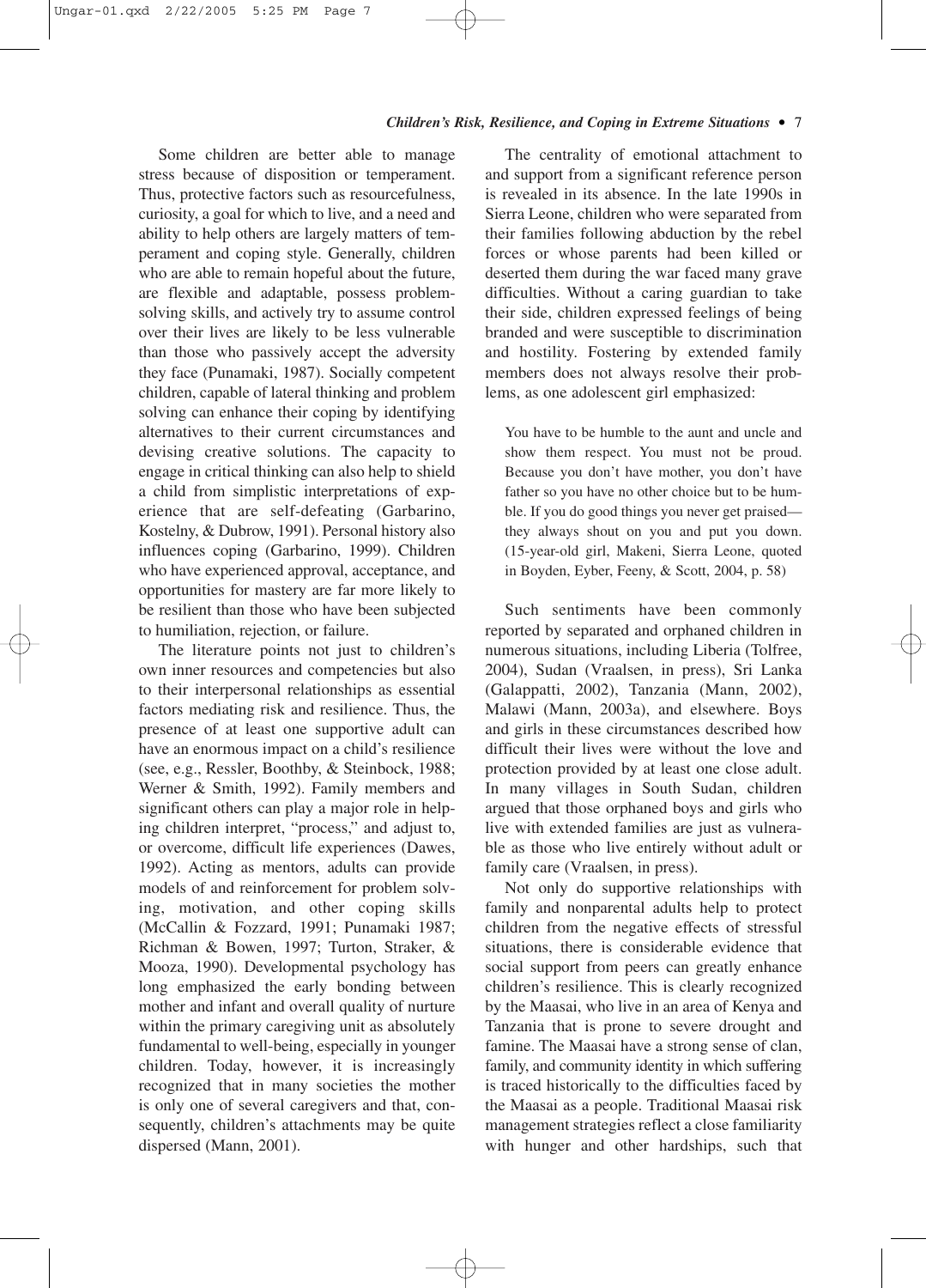Some children are better able to manage stress because of disposition or temperament. Thus, protective factors such as resourcefulness, curiosity, a goal for which to live, and a need and ability to help others are largely matters of temperament and coping style. Generally, children who are able to remain hopeful about the future, are flexible and adaptable, possess problem-solving skills, and actively try to assume control over their lives are likely to be less vulnerable than those who passively accept the adversity they face (Punamaki, 1987). Socially competent children, capable of lateral thinking and problem solving can enhance their coping by identifying alternatives to their current circumstances and devising creative solutions. The capacity to engage in critical thinking can also help to shield a child from simplistic interpretations of experience that are self-defeating (Garbarino, Kostelny, & Dubrow, 1991). Personal history also influences coping (Garbarino, 1999). Children who have experienced approval, acceptance, and opportunities for mastery are far more likely to be resilient than those who have been subjected to humiliation, rejection, or failure.

The literature points not just to children's own inner resources and competencies but also to their interpersonal relationships as essential factors mediating risk and resilience. Thus, the presence of at least one supportive adult can have an enormous impact on a child's resilience (see, e.g., Ressler, Boothby, & Steinbock, 1988; Werner & Smith, 1992). Family members and significant others can play a major role in helping children interpret, "process," and adjust to, or overcome, difficult life experiences (Dawes, 1992). Acting as mentors, adults can provide models of and reinforcement for problem solving, motivation, and other coping skills (McCallin & Fozzard, 1991; Punamaki 1987; Richman & Bowen, 1997; Turton, Straker, & Mooza, 1990). Developmental psychology has long emphasized the early bonding between mother and infant and overall quality of nurture within the primary caregiving unit as absolutely fundamental to well-being, especially in younger children. Today, however, it is increasingly recognized that in many societies the mother is only one of several caregivers and that, consequently, children's attachments may be quite dispersed (Mann, 2001).

The centrality of emotional attachment to and support from a significant reference person is revealed in its absence. In the late 1990s in Sierra Leone, children who were separated from their families following abduction by the rebel forces or whose parents had been killed or deserted them during the war faced many grave difficulties. Without a caring guardian to take their side, children expressed feelings of being branded and were susceptible to discrimination and hostility. Fostering by extended family members does not always resolve their problems, as one adolescent girl emphasized:

> You have to be humble to the aunt and uncle and show them respect. You must not be proud. Because you don't have mother, you don't have father so you have no other choice but to be humble. If you do good things you never get praised—they always shout on you and put you down. (15-year-old girl, Makeni, Sierra Leone, quoted in Boyden, Eyber, Feeny, & Scott, 2004, p. 58)

Such sentiments have been commonly reported by separated and orphaned children in numerous situations, including Liberia (Tolfree, 2004), Sudan (Vraalsen, in press), Sri Lanka (Galappatti, 2002), Tanzania (Mann, 2002), Malawi (Mann, 2003a), and elsewhere. Boys and girls in these circumstances described how difficult their lives were without the love and protection provided by at least one close adult. In many villages in South Sudan, children argued that those orphaned boys and girls who live with extended families are just as vulnerable as those who live entirely without adult or family care (Vraalsen, in press).

Not only do supportive relationships with family and nonparental adults help to protect children from the negative effects of stressful situations, there is considerable evidence that social support from peers can greatly enhance children's resilience. This is clearly recognized by the Maasai, who live in an area of Kenya and Tanzania that is prone to severe drought and famine. The Maasai have a strong sense of clan, family, and community identity in which suffering is traced historically to the difficulties faced by the Maasai as a people. Traditional Maasai risk management strategies reflect a close familiarity with hunger and other hardships, such that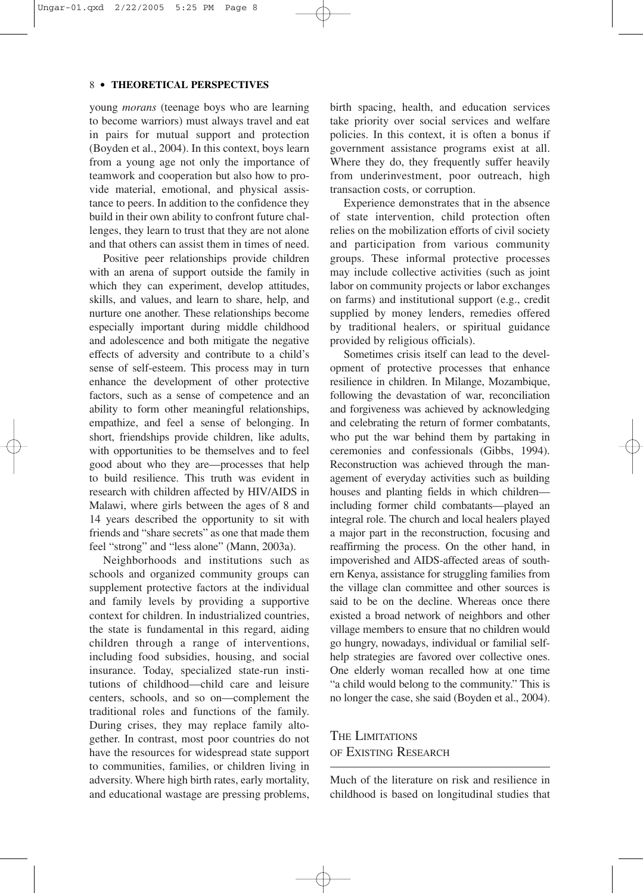young *morans* (teenage boys who are learning to become warriors) must always travel and eat in pairs for mutual support and protection (Boyden et al., 2004). In this context, boys learn from a young age not only the importance of teamwork and cooperation but also how to provide material, emotional, and physical assistance to peers. In addition to the confidence they build in their own ability to confront future challenges, they learn to trust that they are not alone and that others can assist them in times of need.

Positive peer relationships provide children with an arena of support outside the family in which they can experiment, develop attitudes, skills, and values, and learn to share, help, and nurture one another. These relationships become especially important during middle childhood and adolescence and both mitigate the negative effects of adversity and contribute to a child's sense of self-esteem. This process may in turn enhance the development of other protective factors, such as a sense of competence and an ability to form other meaningful relationships, empathize, and feel a sense of belonging. In short, friendships provide children, like adults, with opportunities to be themselves and to feel good about who they are—processes that help to build resilience. This truth was evident in research with children affected by HIV/AIDS in Malawi, where girls between the ages of 8 and 14 years described the opportunity to sit with friends and "share secrets" as one that made them feel "strong" and "less alone" (Mann, 2003a).

Neighborhoods and institutions such as schools and organized community groups can supplement protective factors at the individual and family levels by providing a supportive context for children. In industrialized countries, the state is fundamental in this regard, aiding children through a range of interventions, including food subsidies, housing, and social insurance. Today, specialized state-run institutions of childhood—child care and leisure centers, schools, and so on—complement the traditional roles and functions of the family. During crises, they may replace family altogether. In contrast, most poor countries do not have the resources for widespread state support to communities, families, or children living in adversity. Where high birth rates, early mortality, and educational wastage are pressing problems, birth spacing, health, and education services take priority over social services and welfare policies. In this context, it is often a bonus if government assistance programs exist at all. Where they do, they frequently suffer heavily from underinvestment, poor outreach, high transaction costs, or corruption.

Experience demonstrates that in the absence of state intervention, child protection often relies on the mobilization efforts of civil society and participation from various community groups. These informal protective processes may include collective activities (such as joint labor on community projects or labor exchanges on farms) and institutional support (e.g., credit supplied by money lenders, remedies offered by traditional healers, or spiritual guidance provided by religious officials).

Sometimes crisis itself can lead to the development of protective processes that enhance resilience in children. In Milange, Mozambique, following the devastation of war, reconciliation and forgiveness was achieved by acknowledging and celebrating the return of former combatants, who put the war behind them by partaking in ceremonies and confessionals (Gibbs, 1994). Reconstruction was achieved through the management of everyday activities such as building houses and planting fields in which children—including former child combatants—played an integral role. The church and local healers played a major part in the reconstruction, focusing and reaffirming the process. On the other hand, in impoverished and AIDS-affected areas of southern Kenya, assistance for struggling families from the village clan committee and other sources is said to be on the decline. Whereas once there existed a broad network of neighbors and other village members to ensure that no children would go hungry, nowadays, individual or familial self-help strategies are favored over collective ones. One elderly woman recalled how at one time "a child would belong to the community." This is no longer the case, she said (Boyden et al., 2004).

## The Limitations of Existing Research

Much of the literature on risk and resilience in childhood is based on longitudinal studies that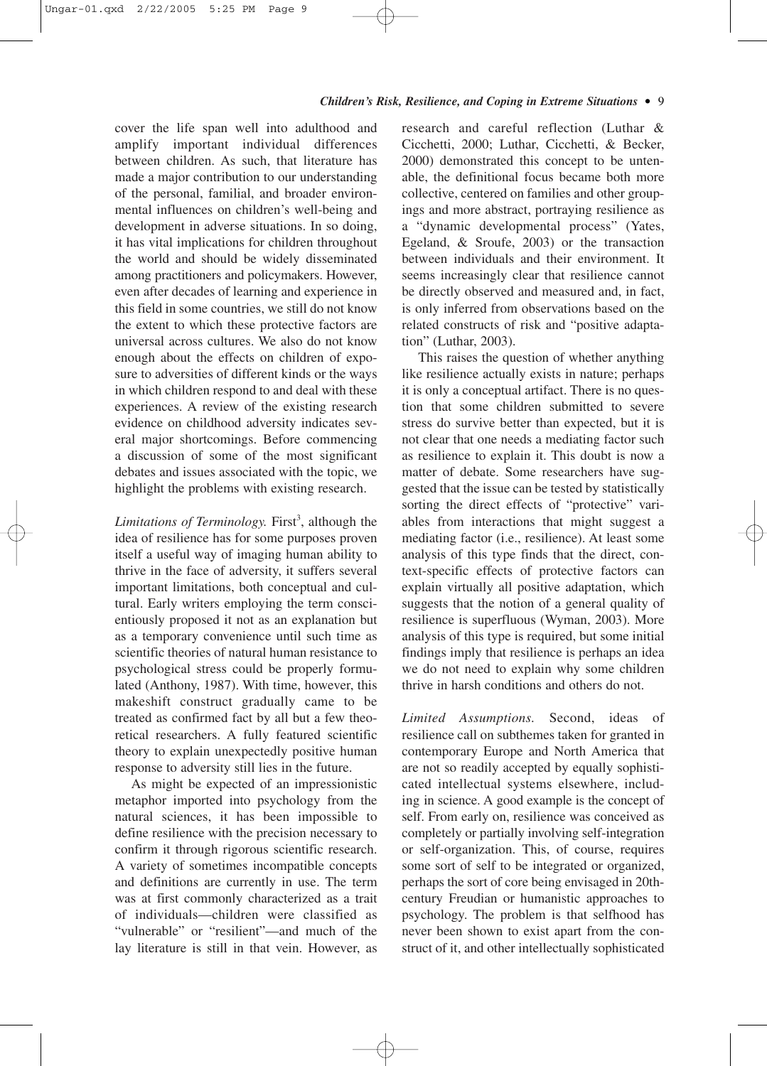cover the life span well into adulthood and amplify important individual differences between children. As such, that literature has made a major contribution to our understanding of the personal, familial, and broader environmental influences on children's well-being and development in adverse situations. In so doing, it has vital implications for children throughout the world and should be widely disseminated among practitioners and policymakers. However, even after decades of learning and experience in this field in some countries, we still do not know the extent to which these protective factors are universal across cultures. We also do not know enough about the effects on children of exposure to adversities of different kinds or the ways in which children respond to and deal with these experiences. A review of the existing research evidence on childhood adversity indicates several major shortcomings. Before commencing a discussion of some of the most significant debates and issues associated with the topic, we highlight the problems with existing research.

*Limitations of Terminology.* First[3], although the idea of resilience has for some purposes proven itself a useful way of imaging human ability to thrive in the face of adversity, it suffers several important limitations, both conceptual and cultural. Early writers employing the term conscientiously proposed it not as an explanation but as a temporary convenience until such time as scientific theories of natural human resistance to psychological stress could be properly formulated (Anthony, 1987). With time, however, this makeshift construct gradually came to be treated as confirmed fact by all but a few theoretical researchers. A fully featured scientific theory to explain unexpectedly positive human response to adversity still lies in the future.

As might be expected of an impressionistic metaphor imported into psychology from the natural sciences, it has been impossible to define resilience with the precision necessary to confirm it through rigorous scientific research. A variety of sometimes incompatible concepts and definitions are currently in use. The term was at first commonly characterized as a trait of individuals—children were classified as "vulnerable" or "resilient"—and much of the lay literature is still in that vein. However, as research and careful reflection (Luthar & Cicchetti, 2000; Luthar, Cicchetti, & Becker, 2000) demonstrated this concept to be untenable, the definitional focus became both more collective, centered on families and other groupings and more abstract, portraying resilience as a "dynamic developmental process" (Yates, Egeland, & Sroufe, 2003) or the transaction between individuals and their environment. It seems increasingly clear that resilience cannot be directly observed and measured and, in fact, is only inferred from observations based on the related constructs of risk and "positive adaptation" (Luthar, 2003).

This raises the question of whether anything like resilience actually exists in nature; perhaps it is only a conceptual artifact. There is no question that some children submitted to severe stress do survive better than expected, but it is not clear that one needs a mediating factor such as resilience to explain it. This doubt is now a matter of debate. Some researchers have suggested that the issue can be tested by statistically sorting the direct effects of "protective" variables from interactions that might suggest a mediating factor (i.e., resilience). At least some analysis of this type finds that the direct, context-specific effects of protective factors can explain virtually all positive adaptation, which suggests that the notion of a general quality of resilience is superfluous (Wyman, 2003). More analysis of this type is required, but some initial findings imply that resilience is perhaps an idea we do not need to explain why some children thrive in harsh conditions and others do not.

*Limited Assumptions.* Second, ideas of resilience call on subthemes taken for granted in contemporary Europe and North America that are not so readily accepted by equally sophisticated intellectual systems elsewhere, including in science. A good example is the concept of self. From early on, resilience was conceived as completely or partially involving self-integration or self-organization. This, of course, requires some sort of self to be integrated or organized, perhaps the sort of core being envisaged in 20th-century Freudian or humanistic approaches to psychology. The problem is that selfhood has never been shown to exist apart from the construct of it, and other intellectually sophisticated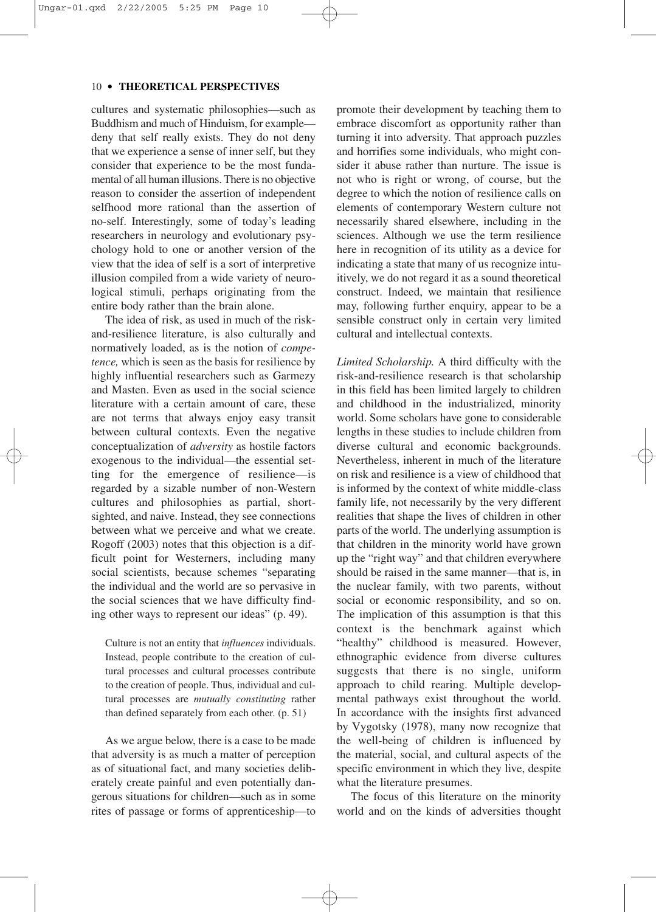cultures and systematic philosophies—such as Buddhism and much of Hinduism, for example—deny that self really exists. They do not deny that we experience a sense of inner self, but they consider that experience to be the most fundamental of all human illusions. There is no objective reason to consider the assertion of independent selfhood more rational than the assertion of no-self. Interestingly, some of today's leading researchers in neurology and evolutionary psychology hold to one or another version of the view that the idea of self is a sort of interpretive illusion compiled from a wide variety of neurological stimuli, perhaps originating from the entire body rather than the brain alone.

The idea of risk, as used in much of the risk-and-resilience literature, is also culturally and normatively loaded, as is the notion of *competence,* which is seen as the basis for resilience by highly influential researchers such as Garmezy and Masten. Even as used in the social science literature with a certain amount of care, these are not terms that always enjoy easy transit between cultural contexts. Even the negative conceptualization of *adversity* as hostile factors exogenous to the individual—the essential setting for the emergence of resilience—is regarded by a sizable number of non-Western cultures and philosophies as partial, short-sighted, and naive. Instead, they see connections between what we perceive and what we create. Rogoff (2003) notes that this objection is a difficult point for Westerners, including many social scientists, because schemes "separating the individual and the world are so pervasive in the social sciences that we have difficulty finding other ways to represent our ideas" (p. 49).

> Culture is not an entity that *influences* individuals. Instead, people contribute to the creation of cultural processes and cultural processes contribute to the creation of people. Thus, individual and cultural processes are *mutually constituting* rather than defined separately from each other. (p. 51)

As we argue below, there is a case to be made that adversity is as much a matter of perception as of situational fact, and many societies deliberately create painful and even potentially dangerous situations for children—such as in some rites of passage or forms of apprenticeship—to promote their development by teaching them to embrace discomfort as opportunity rather than turning it into adversity. That approach puzzles and horrifies some individuals, who might consider it abuse rather than nurture. The issue is not who is right or wrong, of course, but the degree to which the notion of resilience calls on elements of contemporary Western culture not necessarily shared elsewhere, including in the sciences. Although we use the term resilience here in recognition of its utility as a device for indicating a state that many of us recognize intuitively, we do not regard it as a sound theoretical construct. Indeed, we maintain that resilience may, following further enquiry, appear to be a sensible construct only in certain very limited cultural and intellectual contexts.

*Limited Scholarship.* A third difficulty with the risk-and-resilience research is that scholarship in this field has been limited largely to children and childhood in the industrialized, minority world. Some scholars have gone to considerable lengths in these studies to include children from diverse cultural and economic backgrounds. Nevertheless, inherent in much of the literature on risk and resilience is a view of childhood that is informed by the context of white middle-class family life, not necessarily by the very different realities that shape the lives of children in other parts of the world. The underlying assumption is that children in the minority world have grown up the "right way" and that children everywhere should be raised in the same manner—that is, in the nuclear family, with two parents, without social or economic responsibility, and so on. The implication of this assumption is that this context is the benchmark against which "healthy" childhood is measured. However, ethnographic evidence from diverse cultures suggests that there is no single, uniform approach to child rearing. Multiple developmental pathways exist throughout the world. In accordance with the insights first advanced by Vygotsky (1978), many now recognize that the well-being of children is influenced by the material, social, and cultural aspects of the specific environment in which they live, despite what the literature presumes.

The focus of this literature on the minority world and on the kinds of adversities thought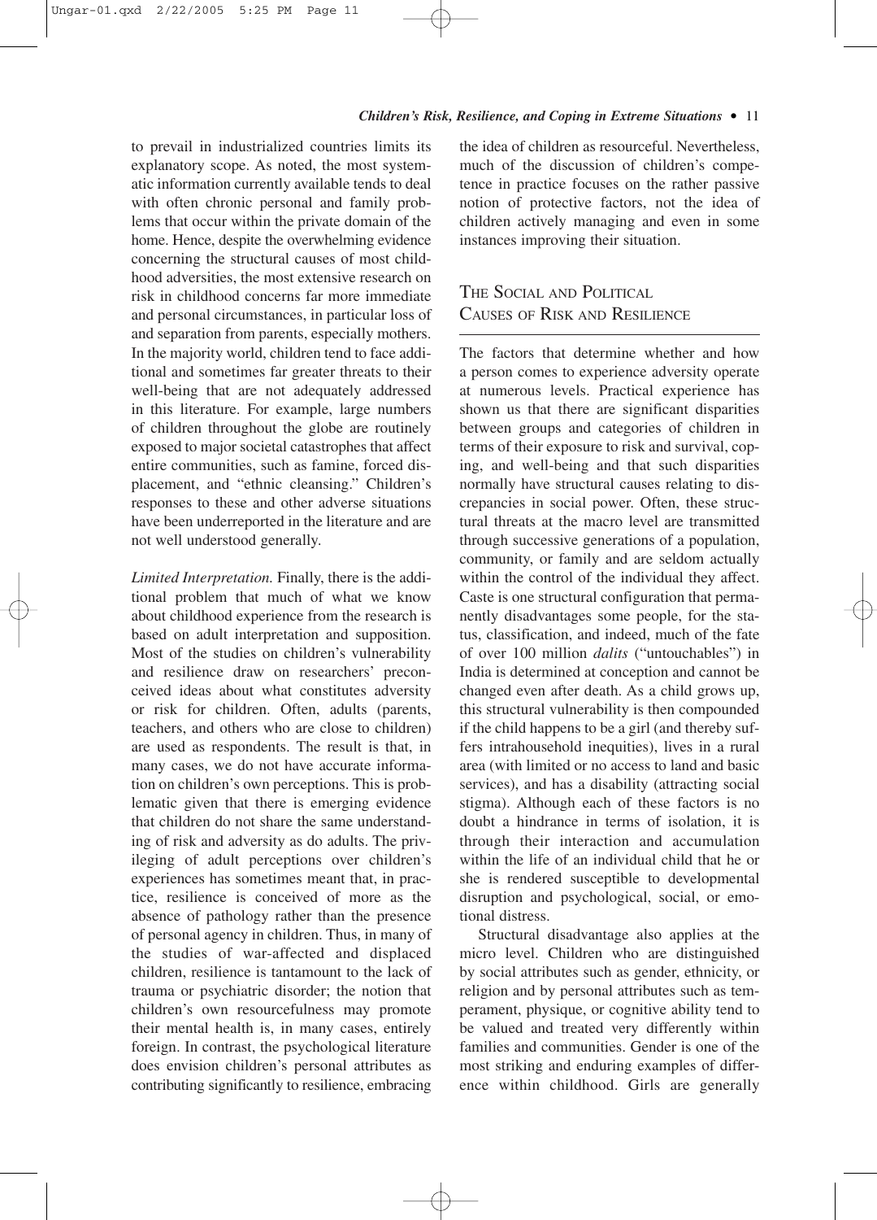to prevail in industrialized countries limits its explanatory scope. As noted, the most systematic information currently available tends to deal with often chronic personal and family problems that occur within the private domain of the home. Hence, despite the overwhelming evidence concerning the structural causes of most childhood adversities, the most extensive research on risk in childhood concerns far more immediate and personal circumstances, in particular loss of and separation from parents, especially mothers. In the majority world, children tend to face additional and sometimes far greater threats to their well-being that are not adequately addressed in this literature. For example, large numbers of children throughout the globe are routinely exposed to major societal catastrophes that affect entire communities, such as famine, forced displacement, and "ethnic cleansing." Children's responses to these and other adverse situations have been underreported in the literature and are not well understood generally.

*Limited Interpretation.* Finally, there is the additional problem that much of what we know about childhood experience from the research is based on adult interpretation and supposition. Most of the studies on children's vulnerability and resilience draw on researchers' preconceived ideas about what constitutes adversity or risk for children. Often, adults (parents, teachers, and others who are close to children) are used as respondents. The result is that, in many cases, we do not have accurate information on children's own perceptions. This is problematic given that there is emerging evidence that children do not share the same understanding of risk and adversity as do adults. The privileging of adult perceptions over children's experiences has sometimes meant that, in practice, resilience is conceived of more as the absence of pathology rather than the presence of personal agency in children. Thus, in many of the studies of war-affected and displaced children, resilience is tantamount to the lack of trauma or psychiatric disorder; the notion that children's own resourcefulness may promote their mental health is, in many cases, entirely foreign. In contrast, the psychological literature does envision children's personal attributes as contributing significantly to resilience, embracing the idea of children as resourceful. Nevertheless, much of the discussion of children's competence in practice focuses on the rather passive notion of protective factors, not the idea of children actively managing and even in some instances improving their situation.

## The Social and Political Causes of Risk and Resilience

The factors that determine whether and how a person comes to experience adversity operate at numerous levels. Practical experience has shown us that there are significant disparities between groups and categories of children in terms of their exposure to risk and survival, coping, and well-being and that such disparities normally have structural causes relating to discrepancies in social power. Often, these structural threats at the macro level are transmitted through successive generations of a population, community, or family and are seldom actually within the control of the individual they affect. Caste is one structural configuration that permanently disadvantages some people, for the status, classification, and indeed, much of the fate of over 100 million *dalits* ("untouchables") in India is determined at conception and cannot be changed even after death. As a child grows up, this structural vulnerability is then compounded if the child happens to be a girl (and thereby suffers intrahousehold inequities), lives in a rural area (with limited or no access to land and basic services), and has a disability (attracting social stigma). Although each of these factors is no doubt a hindrance in terms of isolation, it is through their interaction and accumulation within the life of an individual child that he or she is rendered susceptible to developmental disruption and psychological, social, or emotional distress.

Structural disadvantage also applies at the micro level. Children who are distinguished by social attributes such as gender, ethnicity, or religion and by personal attributes such as temperament, physique, or cognitive ability tend to be valued and treated very differently within families and communities. Gender is one of the most striking and enduring examples of difference within childhood. Girls are generally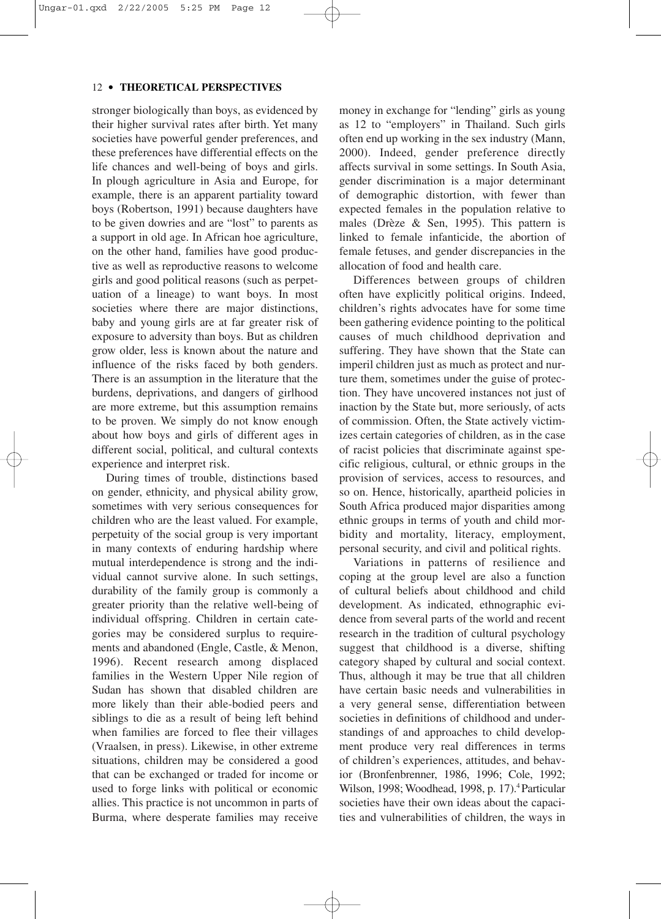stronger biologically than boys, as evidenced by their higher survival rates after birth. Yet many societies have powerful gender preferences, and these preferences have differential effects on the life chances and well-being of boys and girls. In plough agriculture in Asia and Europe, for example, there is an apparent partiality toward boys (Robertson, 1991) because daughters have to be given dowries and are "lost" to parents as a support in old age. In African hoe agriculture, on the other hand, families have good productive as well as reproductive reasons to welcome girls and good political reasons (such as perpetuation of a lineage) to want boys. In most societies where there are major distinctions, baby and young girls are at far greater risk of exposure to adversity than boys. But as children grow older, less is known about the nature and influence of the risks faced by both genders. There is an assumption in the literature that the burdens, deprivations, and dangers of girlhood are more extreme, but this assumption remains to be proven. We simply do not know enough about how boys and girls of different ages in different social, political, and cultural contexts experience and interpret risk.

During times of trouble, distinctions based on gender, ethnicity, and physical ability grow, sometimes with very serious consequences for children who are the least valued. For example, perpetuity of the social group is very important in many contexts of enduring hardship where mutual interdependence is strong and the individual cannot survive alone. In such settings, durability of the family group is commonly a greater priority than the relative well-being of individual offspring. Children in certain categories may be considered surplus to requirements and abandoned (Engle, Castle, & Menon, 1996). Recent research among displaced families in the Western Upper Nile region of Sudan has shown that disabled children are more likely than their able-bodied peers and siblings to die as a result of being left behind when families are forced to flee their villages (Vraalsen, in press). Likewise, in other extreme situations, children may be considered a good that can be exchanged or traded for income or used to forge links with political or economic allies. This practice is not uncommon in parts of Burma, where desperate families may receive money in exchange for "lending" girls as young as 12 to "employers" in Thailand. Such girls often end up working in the sex industry (Mann, 2000). Indeed, gender preference directly affects survival in some settings. In South Asia, gender discrimination is a major determinant of demographic distortion, with fewer than expected females in the population relative to males (Drèze & Sen, 1995). This pattern is linked to female infanticide, the abortion of female fetuses, and gender discrepancies in the allocation of food and health care.

Differences between groups of children often have explicitly political origins. Indeed, children's rights advocates have for some time been gathering evidence pointing to the political causes of much childhood deprivation and suffering. They have shown that the State can imperil children just as much as protect and nurture them, sometimes under the guise of protection. They have uncovered instances not just of inaction by the State but, more seriously, of acts of commission. Often, the State actively victimizes certain categories of children, as in the case of racist policies that discriminate against specific religious, cultural, or ethnic groups in the provision of services, access to resources, and so on. Hence, historically, apartheid policies in South Africa produced major disparities among ethnic groups in terms of youth and child morbidity and mortality, literacy, employment, personal security, and civil and political rights.

Variations in patterns of resilience and coping at the group level are also a function of cultural beliefs about childhood and child development. As indicated, ethnographic evidence from several parts of the world and recent research in the tradition of cultural psychology suggest that childhood is a diverse, shifting category shaped by cultural and social context. Thus, although it may be true that all children have certain basic needs and vulnerabilities in a very general sense, differentiation between societies in definitions of childhood and understandings of and approaches to child development produce very real differences in terms of children's experiences, attitudes, and behavior (Bronfenbrenner, 1986, 1996; Cole, 1992; Wilson, 1998; Woodhead, 1998, p. 17).[4] Particular societies have their own ideas about the capacities and vulnerabilities of children, the ways in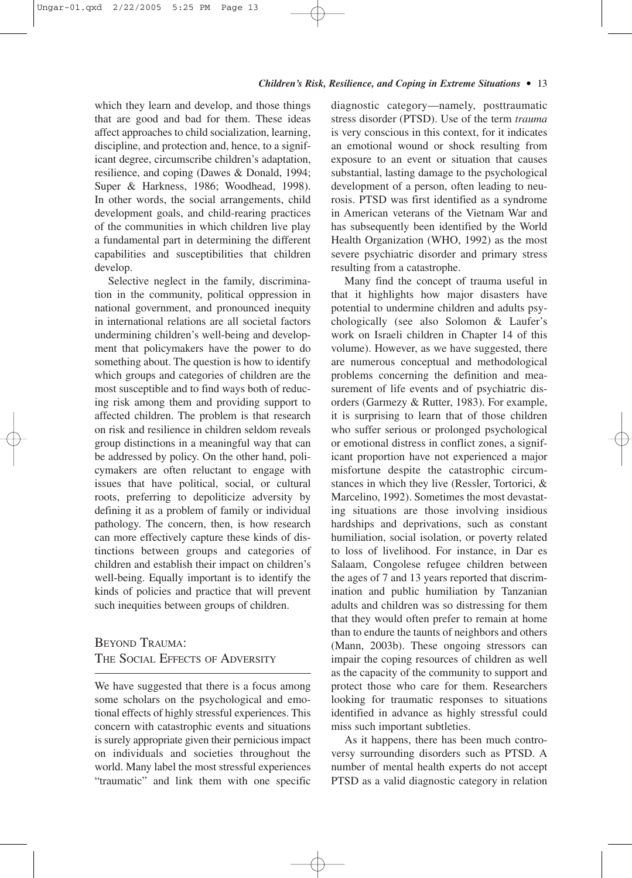which they learn and develop, and those things that are good and bad for them. These ideas affect approaches to child socialization, learning, discipline, and protection and, hence, to a significant degree, circumscribe children's adaptation, resilience, and coping (Dawes & Donald, 1994; Super & Harkness, 1986; Woodhead, 1998). In other words, the social arrangements, child development goals, and child-rearing practices of the communities in which children live play a fundamental part in determining the different capabilities and susceptibilities that children develop.

Selective neglect in the family, discrimination in the community, political oppression in national government, and pronounced inequity in international relations are all societal factors undermining children's well-being and development that policymakers have the power to do something about. The question is how to identify which groups and categories of children are the most susceptible and to find ways both of reducing risk among them and providing support to affected children. The problem is that research on risk and resilience in children seldom reveals group distinctions in a meaningful way that can be addressed by policy. On the other hand, policymakers are often reluctant to engage with issues that have political, social, or cultural roots, preferring to depoliticize adversity by defining it as a problem of family or individual pathology. The concern, then, is how research can more effectively capture these kinds of distinctions between groups and categories of children and establish their impact on children's well-being. Equally important is to identify the kinds of policies and practice that will prevent such inequities between groups of children.

## Beyond Trauma: The Social Effects of Adversity

We have suggested that there is a focus among some scholars on the psychological and emotional effects of highly stressful experiences. This concern with catastrophic events and situations is surely appropriate given their pernicious impact on individuals and societies throughout the world. Many label the most stressful experiences "traumatic" and link them with one specific diagnostic category—namely, posttraumatic stress disorder (PTSD). Use of the term *trauma* is very conscious in this context, for it indicates an emotional wound or shock resulting from exposure to an event or situation that causes substantial, lasting damage to the psychological development of a person, often leading to neurosis. PTSD was first identified as a syndrome in American veterans of the Vietnam War and has subsequently been identified by the World Health Organization (WHO, 1992) as the most severe psychiatric disorder and primary stress resulting from a catastrophe.

Many find the concept of trauma useful in that it highlights how major disasters have potential to undermine children and adults psychologically (see also Solomon & Laufer's work on Israeli children in Chapter 14 of this volume). However, as we have suggested, there are numerous conceptual and methodological problems concerning the definition and measurement of life events and of psychiatric disorders (Garmezy & Rutter, 1983). For example, it is surprising to learn that of those children who suffer serious or prolonged psychological or emotional distress in conflict zones, a significant proportion have not experienced a major misfortune despite the catastrophic circumstances in which they live (Ressler, Tortorici, & Marcelino, 1992). Sometimes the most devastating situations are those involving insidious hardships and deprivations, such as constant humiliation, social isolation, or poverty related to loss of livelihood. For instance, in Dar es Salaam, Congolese refugee children between the ages of 7 and 13 years reported that discrimination and public humiliation by Tanzanian adults and children was so distressing for them that they would often prefer to remain at home than to endure the taunts of neighbors and others (Mann, 2003b). These ongoing stressors can impair the coping resources of children as well as the capacity of the community to support and protect those who care for them. Researchers looking for traumatic responses to situations identified in advance as highly stressful could miss such important subtleties.

As it happens, there has been much controversy surrounding disorders such as PTSD. A number of mental health experts do not accept PTSD as a valid diagnostic category in relation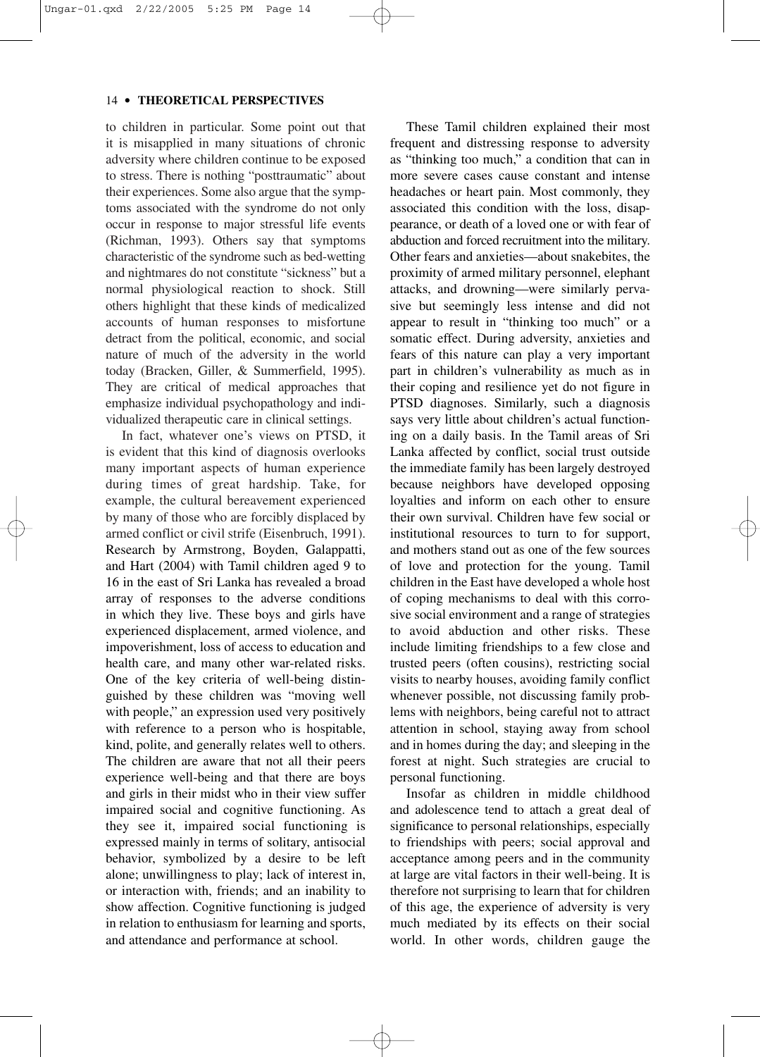to children in particular. Some point out that it is misapplied in many situations of chronic adversity where children continue to be exposed to stress. There is nothing "posttraumatic" about their experiences. Some also argue that the symptoms associated with the syndrome do not only occur in response to major stressful life events (Richman, 1993). Others say that symptoms characteristic of the syndrome such as bed-wetting and nightmares do not constitute "sickness" but a normal physiological reaction to shock. Still others highlight that these kinds of medicalized accounts of human responses to misfortune detract from the political, economic, and social nature of much of the adversity in the world today (Bracken, Giller, & Summerfield, 1995). They are critical of medical approaches that emphasize individual psychopathology and individualized therapeutic care in clinical settings.

In fact, whatever one's views on PTSD, it is evident that this kind of diagnosis overlooks many important aspects of human experience during times of great hardship. Take, for example, the cultural bereavement experienced by many of those who are forcibly displaced by armed conflict or civil strife (Eisenbruch, 1991). Research by Armstrong, Boyden, Galappatti, and Hart (2004) with Tamil children aged 9 to 16 in the east of Sri Lanka has revealed a broad array of responses to the adverse conditions in which they live. These boys and girls have experienced displacement, armed violence, and impoverishment, loss of access to education and health care, and many other war-related risks. One of the key criteria of well-being distinguished by these children was "moving well with people," an expression used very positively with reference to a person who is hospitable, kind, polite, and generally relates well to others. The children are aware that not all their peers experience well-being and that there are boys and girls in their midst who in their view suffer impaired social and cognitive functioning. As they see it, impaired social functioning is expressed mainly in terms of solitary, antisocial behavior, symbolized by a desire to be left alone; unwillingness to play; lack of interest in, or interaction with, friends; and an inability to show affection. Cognitive functioning is judged in relation to enthusiasm for learning and sports, and attendance and performance at school.

These Tamil children explained their most frequent and distressing response to adversity as "thinking too much," a condition that can in more severe cases cause constant and intense headaches or heart pain. Most commonly, they associated this condition with the loss, disappearance, or death of a loved one or with fear of abduction and forced recruitment into the military. Other fears and anxieties—about snakebites, the proximity of armed military personnel, elephant attacks, and drowning—were similarly pervasive but seemingly less intense and did not appear to result in "thinking too much" or a somatic effect. During adversity, anxieties and fears of this nature can play a very important part in children's vulnerability as much as in their coping and resilience yet do not figure in PTSD diagnoses. Similarly, such a diagnosis says very little about children's actual functioning on a daily basis. In the Tamil areas of Sri Lanka affected by conflict, social trust outside the immediate family has been largely destroyed because neighbors have developed opposing loyalties and inform on each other to ensure their own survival. Children have few social or institutional resources to turn to for support, and mothers stand out as one of the few sources of love and protection for the young. Tamil children in the East have developed a whole host of coping mechanisms to deal with this corrosive social environment and a range of strategies to avoid abduction and other risks. These include limiting friendships to a few close and trusted peers (often cousins), restricting social visits to nearby houses, avoiding family conflict whenever possible, not discussing family problems with neighbors, being careful not to attract attention in school, staying away from school and in homes during the day; and sleeping in the forest at night. Such strategies are crucial to personal functioning.

Insofar as children in middle childhood and adolescence tend to attach a great deal of significance to personal relationships, especially to friendships with peers; social approval and acceptance among peers and in the community at large are vital factors in their well-being. It is therefore not surprising to learn that for children of this age, the experience of adversity is very much mediated by its effects on their social world. In other words, children gauge the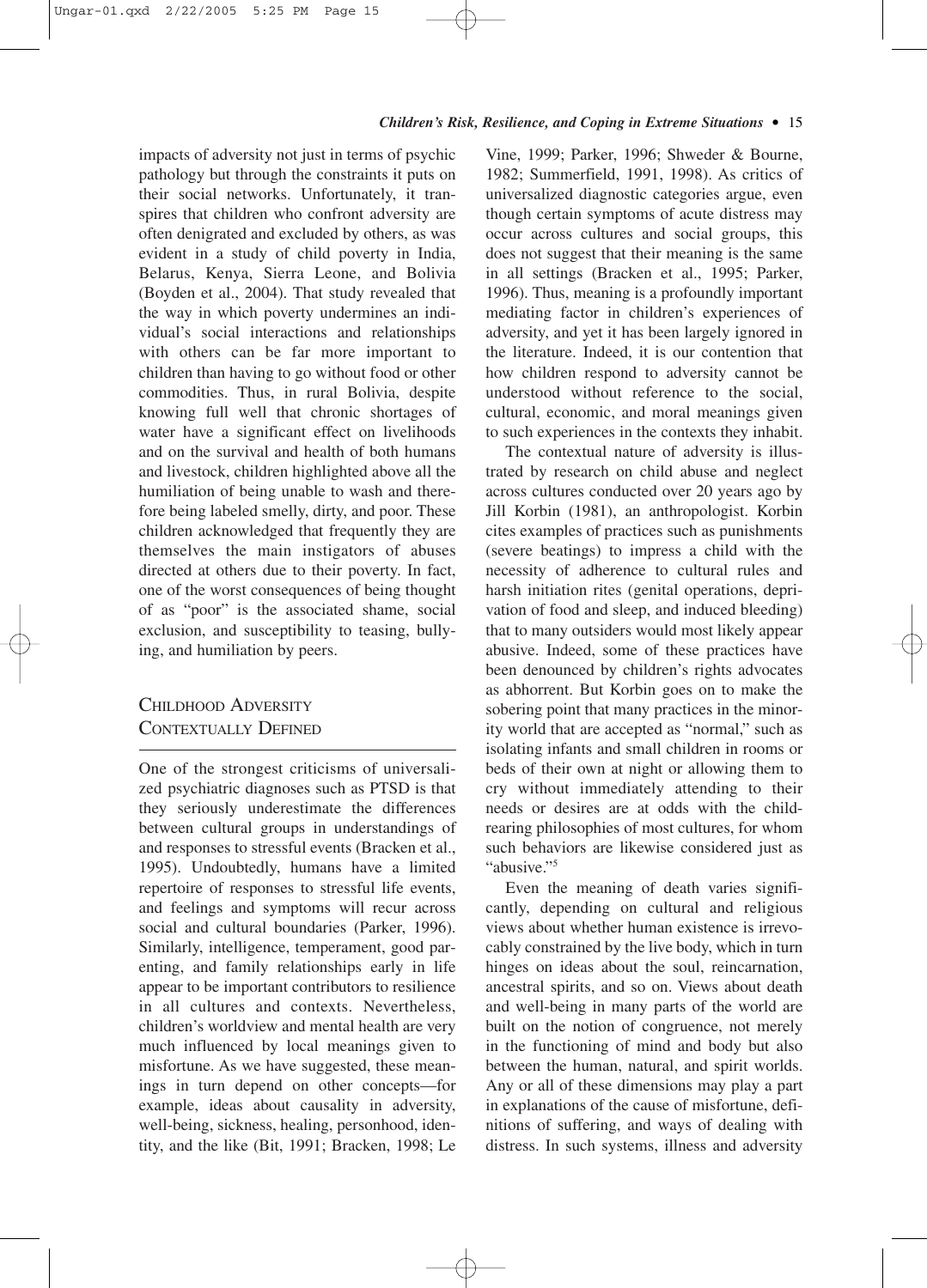impacts of adversity not just in terms of psychic pathology but through the constraints it puts on their social networks. Unfortunately, it transpires that children who confront adversity are often denigrated and excluded by others, as was evident in a study of child poverty in India, Belarus, Kenya, Sierra Leone, and Bolivia (Boyden et al., 2004). That study revealed that the way in which poverty undermines an individual's social interactions and relationships with others can be far more important to children than having to go without food or other commodities. Thus, in rural Bolivia, despite knowing full well that chronic shortages of water have a significant effect on livelihoods and on the survival and health of both humans and livestock, children highlighted above all the humiliation of being unable to wash and therefore being labeled smelly, dirty, and poor. These children acknowledged that frequently they are themselves the main instigators of abuses directed at others due to their poverty. In fact, one of the worst consequences of being thought of as "poor" is the associated shame, social exclusion, and susceptibility to teasing, bullying, and humiliation by peers.

## Childhood Adversity Contextually Defined

One of the strongest criticisms of universalized psychiatric diagnoses such as PTSD is that they seriously underestimate the differences between cultural groups in understandings of and responses to stressful events (Bracken et al., 1995). Undoubtedly, humans have a limited repertoire of responses to stressful life events, and feelings and symptoms will recur across social and cultural boundaries (Parker, 1996). Similarly, intelligence, temperament, good parenting, and family relationships early in life appear to be important contributors to resilience in all cultures and contexts. Nevertheless, children's worldview and mental health are very much influenced by local meanings given to misfortune. As we have suggested, these meanings in turn depend on other concepts—for example, ideas about causality in adversity, well-being, sickness, healing, personhood, identity, and the like (Bit, 1991; Bracken, 1998; Le Vine, 1999; Parker, 1996; Shweder & Bourne, 1982; Summerfield, 1991, 1998). As critics of universalized diagnostic categories argue, even though certain symptoms of acute distress may occur across cultures and social groups, this does not suggest that their meaning is the same in all settings (Bracken et al., 1995; Parker, 1996). Thus, meaning is a profoundly important mediating factor in children's experiences of adversity, and yet it has been largely ignored in the literature. Indeed, it is our contention that how children respond to adversity cannot be understood without reference to the social, cultural, economic, and moral meanings given to such experiences in the contexts they inhabit.

The contextual nature of adversity is illustrated by research on child abuse and neglect across cultures conducted over 20 years ago by Jill Korbin (1981), an anthropologist. Korbin cites examples of practices such as punishments (severe beatings) to impress a child with the necessity of adherence to cultural rules and harsh initiation rites (genital operations, deprivation of food and sleep, and induced bleeding) that to many outsiders would most likely appear abusive. Indeed, some of these practices have been denounced by children's rights advocates as abhorrent. But Korbin goes on to make the sobering point that many practices in the minority world that are accepted as "normal," such as isolating infants and small children in rooms or beds of their own at night or allowing them to cry without immediately attending to their needs or desires are at odds with the childrearing philosophies of most cultures, for whom such behaviors are likewise considered just as "abusive."[5]

Even the meaning of death varies significantly, depending on cultural and religious views about whether human existence is irrevocably constrained by the live body, which in turn hinges on ideas about the soul, reincarnation, ancestral spirits, and so on. Views about death and well-being in many parts of the world are built on the notion of congruence, not merely in the functioning of mind and body but also between the human, natural, and spirit worlds. Any or all of these dimensions may play a part in explanations of the cause of misfortune, definitions of suffering, and ways of dealing with distress. In such systems, illness and adversity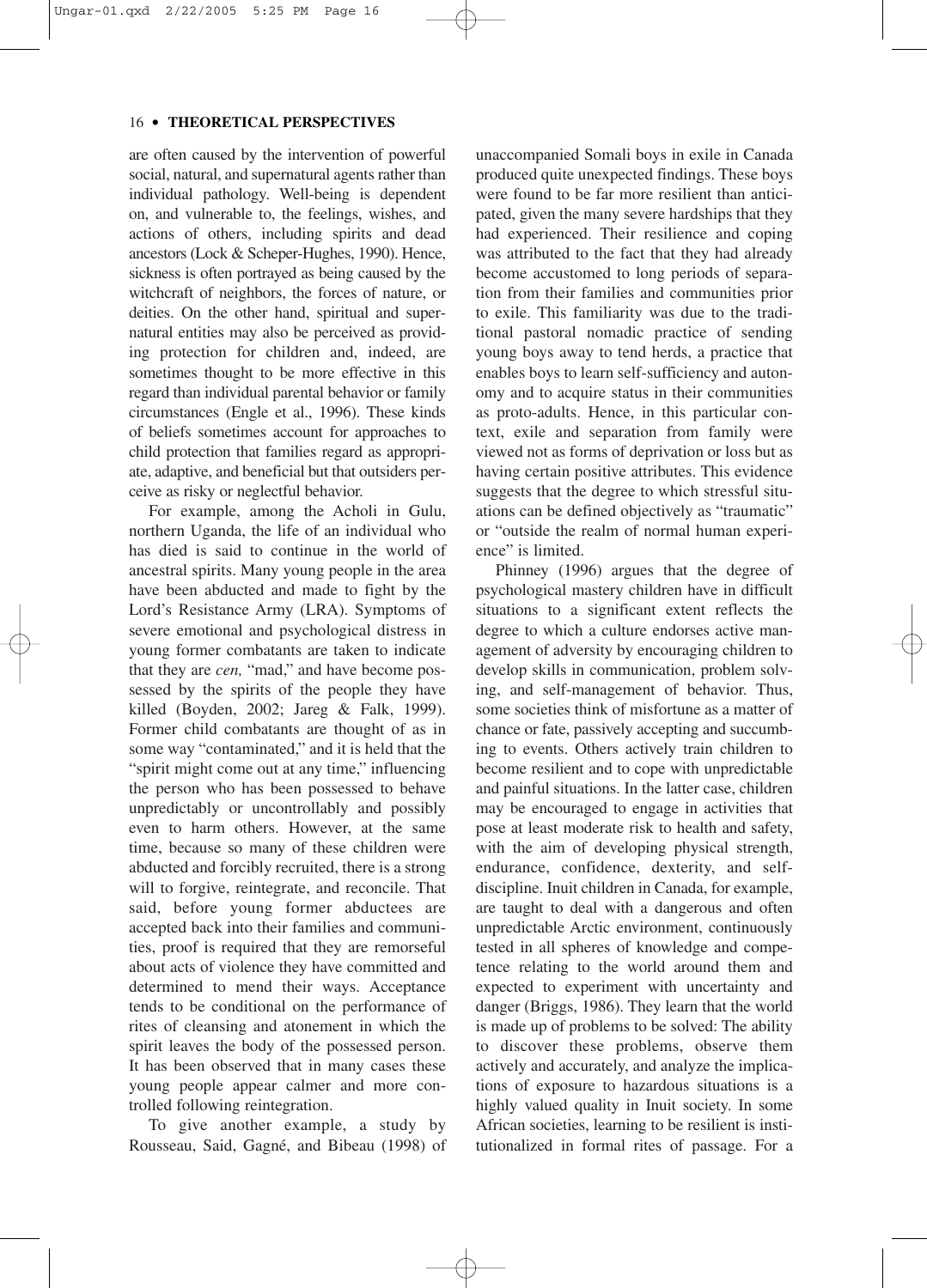are often caused by the intervention of powerful social, natural, and supernatural agents rather than individual pathology. Well-being is dependent on, and vulnerable to, the feelings, wishes, and actions of others, including spirits and dead ancestors (Lock & Scheper-Hughes, 1990). Hence, sickness is often portrayed as being caused by the witchcraft of neighbors, the forces of nature, or deities. On the other hand, spiritual and supernatural entities may also be perceived as providing protection for children and, indeed, are sometimes thought to be more effective in this regard than individual parental behavior or family circumstances (Engle et al., 1996). These kinds of beliefs sometimes account for approaches to child protection that families regard as appropriate, adaptive, and beneficial but that outsiders perceive as risky or neglectful behavior.

For example, among the Acholi in Gulu, northern Uganda, the life of an individual who has died is said to continue in the world of ancestral spirits. Many young people in the area have been abducted and made to fight by the Lord's Resistance Army (LRA). Symptoms of severe emotional and psychological distress in young former combatants are taken to indicate that they are *cen,* "mad," and have become possessed by the spirits of the people they have killed (Boyden, 2002; Jareg & Falk, 1999). Former child combatants are thought of as in some way "contaminated," and it is held that the "spirit might come out at any time," influencing the person who has been possessed to behave unpredictably or uncontrollably and possibly even to harm others. However, at the same time, because so many of these children were abducted and forcibly recruited, there is a strong will to forgive, reintegrate, and reconcile. That said, before young former abductees are accepted back into their families and communities, proof is required that they are remorseful about acts of violence they have committed and determined to mend their ways. Acceptance tends to be conditional on the performance of rites of cleansing and atonement in which the spirit leaves the body of the possessed person. It has been observed that in many cases these young people appear calmer and more controlled following reintegration.

To give another example, a study by Rousseau, Said, Gagné, and Bibeau (1998) of unaccompanied Somali boys in exile in Canada produced quite unexpected findings. These boys were found to be far more resilient than anticipated, given the many severe hardships that they had experienced. Their resilience and coping was attributed to the fact that they had already become accustomed to long periods of separation from their families and communities prior to exile. This familiarity was due to the traditional pastoral nomadic practice of sending young boys away to tend herds, a practice that enables boys to learn self-sufficiency and autonomy and to acquire status in their communities as proto-adults. Hence, in this particular context, exile and separation from family were viewed not as forms of deprivation or loss but as having certain positive attributes. This evidence suggests that the degree to which stressful situations can be defined objectively as "traumatic" or "outside the realm of normal human experience" is limited.

Phinney (1996) argues that the degree of psychological mastery children have in difficult situations to a significant extent reflects the degree to which a culture endorses active management of adversity by encouraging children to develop skills in communication, problem solving, and self-management of behavior. Thus, some societies think of misfortune as a matter of chance or fate, passively accepting and succumbing to events. Others actively train children to become resilient and to cope with unpredictable and painful situations. In the latter case, children may be encouraged to engage in activities that pose at least moderate risk to health and safety, with the aim of developing physical strength, endurance, confidence, dexterity, and self-discipline. Inuit children in Canada, for example, are taught to deal with a dangerous and often unpredictable Arctic environment, continuously tested in all spheres of knowledge and competence relating to the world around them and expected to experiment with uncertainty and danger (Briggs, 1986). They learn that the world is made up of problems to be solved: The ability to discover these problems, observe them actively and accurately, and analyze the implications of exposure to hazardous situations is a highly valued quality in Inuit society. In some African societies, learning to be resilient is institutionalized in formal rites of passage. For a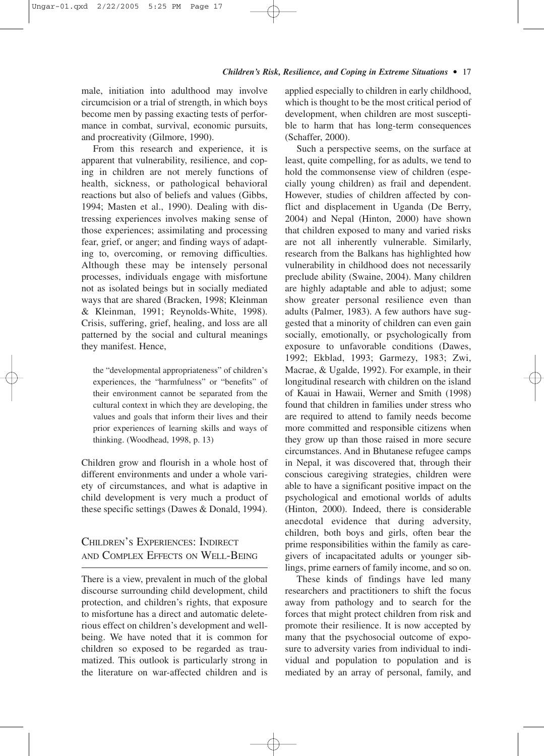male, initiation into adulthood may involve circumcision or a trial of strength, in which boys become men by passing exacting tests of performance in combat, survival, economic pursuits, and procreativity (Gilmore, 1990).

From this research and experience, it is apparent that vulnerability, resilience, and coping in children are not merely functions of health, sickness, or pathological behavioral reactions but also of beliefs and values (Gibbs, 1994; Masten et al., 1990). Dealing with distressing experiences involves making sense of those experiences; assimilating and processing fear, grief, or anger; and finding ways of adapting to, overcoming, or removing difficulties. Although these may be intensely personal processes, individuals engage with misfortune not as isolated beings but in socially mediated ways that are shared (Bracken, 1998; Kleinman & Kleinman, 1991; Reynolds-White, 1998). Crisis, suffering, grief, healing, and loss are all patterned by the social and cultural meanings they manifest. Hence,

> the "developmental appropriateness" of children's experiences, the "harmfulness" or "benefits" of their environment cannot be separated from the cultural context in which they are developing, the values and goals that inform their lives and their prior experiences of learning skills and ways of thinking. (Woodhead, 1998, p. 13)

Children grow and flourish in a whole host of different environments and under a whole variety of circumstances, and what is adaptive in child development is very much a product of these specific settings (Dawes & Donald, 1994).

## Children's Experiences: Indirect and Complex Effects on Well-Being

There is a view, prevalent in much of the global discourse surrounding child development, child protection, and children's rights, that exposure to misfortune has a direct and automatic deleterious effect on children's development and well-being. We have noted that it is common for children so exposed to be regarded as traumatized. This outlook is particularly strong in the literature on war-affected children and is applied especially to children in early childhood, which is thought to be the most critical period of development, when children are most susceptible to harm that has long-term consequences (Schaffer, 2000).

Such a perspective seems, on the surface at least, quite compelling, for as adults, we tend to hold the commonsense view of children (especially young children) as frail and dependent. However, studies of children affected by conflict and displacement in Uganda (De Berry, 2004) and Nepal (Hinton, 2000) have shown that children exposed to many and varied risks are not all inherently vulnerable. Similarly, research from the Balkans has highlighted how vulnerability in childhood does not necessarily preclude ability (Swaine, 2004). Many children are highly adaptable and able to adjust; some show greater personal resilience even than adults (Palmer, 1983). A few authors have suggested that a minority of children can even gain socially, emotionally, or psychologically from exposure to unfavorable conditions (Dawes, 1992; Ekblad, 1993; Garmezy, 1983; Zwi, Macrae, & Ugalde, 1992). For example, in their longitudinal research with children on the island of Kauai in Hawaii, Werner and Smith (1998) found that children in families under stress who are required to attend to family needs become more committed and responsible citizens when they grow up than those raised in more secure circumstances. And in Bhutanese refugee camps in Nepal, it was discovered that, through their conscious caregiving strategies, children were able to have a significant positive impact on the psychological and emotional worlds of adults (Hinton, 2000). Indeed, there is considerable anecdotal evidence that during adversity, children, both boys and girls, often bear the prime responsibilities within the family as caregivers of incapacitated adults or younger siblings, prime earners of family income, and so on.

These kinds of findings have led many researchers and practitioners to shift the focus away from pathology and to search for the forces that might protect children from risk and promote their resilience. It is now accepted by many that the psychosocial outcome of exposure to adversity varies from individual to individual and population to population and is mediated by an array of personal, family, and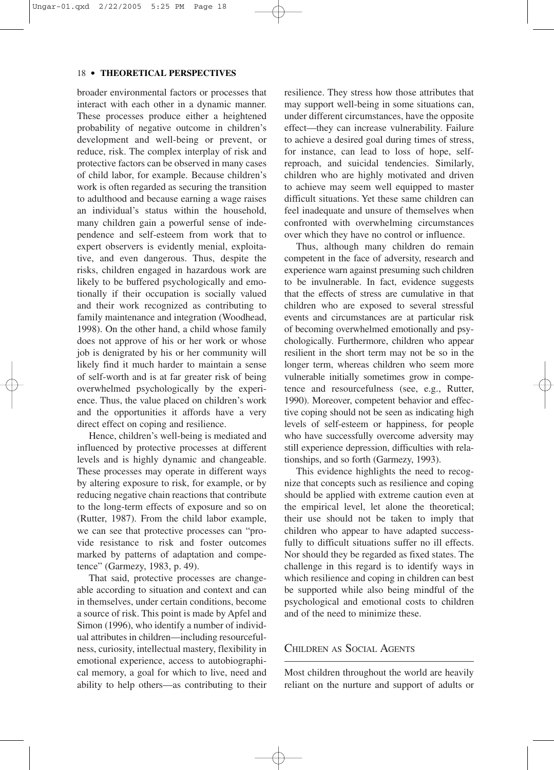broader environmental factors or processes that interact with each other in a dynamic manner. These processes produce either a heightened probability of negative outcome in children's development and well-being or prevent, or reduce, risk. The complex interplay of risk and protective factors can be observed in many cases of child labor, for example. Because children's work is often regarded as securing the transition to adulthood and because earning a wage raises an individual's status within the household, many children gain a powerful sense of independence and self-esteem from work that to expert observers is evidently menial, exploitative, and even dangerous. Thus, despite the risks, children engaged in hazardous work are likely to be buffered psychologically and emotionally if their occupation is socially valued and their work recognized as contributing to family maintenance and integration (Woodhead, 1998). On the other hand, a child whose family does not approve of his or her work or whose job is denigrated by his or her community will likely find it much harder to maintain a sense of self-worth and is at far greater risk of being overwhelmed psychologically by the experience. Thus, the value placed on children's work and the opportunities it affords have a very direct effect on coping and resilience.

Hence, children's well-being is mediated and influenced by protective processes at different levels and is highly dynamic and changeable. These processes may operate in different ways by altering exposure to risk, for example, or by reducing negative chain reactions that contribute to the long-term effects of exposure and so on (Rutter, 1987). From the child labor example, we can see that protective processes can "provide resistance to risk and foster outcomes marked by patterns of adaptation and competence" (Garmezy, 1983, p. 49).

That said, protective processes are changeable according to situation and context and can in themselves, under certain conditions, become a source of risk. This point is made by Apfel and Simon (1996), who identify a number of individual attributes in children—including resourcefulness, curiosity, intellectual mastery, flexibility in emotional experience, access to autobiographical memory, a goal for which to live, need and ability to help others—as contributing to their resilience. They stress how those attributes that may support well-being in some situations can, under different circumstances, have the opposite effect—they can increase vulnerability. Failure to achieve a desired goal during times of stress, for instance, can lead to loss of hope, self-reproach, and suicidal tendencies. Similarly, children who are highly motivated and driven to achieve may seem well equipped to master difficult situations. Yet these same children can feel inadequate and unsure of themselves when confronted with overwhelming circumstances over which they have no control or influence.

Thus, although many children do remain competent in the face of adversity, research and experience warn against presuming such children to be invulnerable. In fact, evidence suggests that the effects of stress are cumulative in that children who are exposed to several stressful events and circumstances are at particular risk of becoming overwhelmed emotionally and psychologically. Furthermore, children who appear resilient in the short term may not be so in the longer term, whereas children who seem more vulnerable initially sometimes grow in competence and resourcefulness (see, e.g., Rutter, 1990). Moreover, competent behavior and effective coping should not be seen as indicating high levels of self-esteem or happiness, for people who have successfully overcome adversity may still experience depression, difficulties with relationships, and so forth (Garmezy, 1993).

This evidence highlights the need to recognize that concepts such as resilience and coping should be applied with extreme caution even at the empirical level, let alone the theoretical; their use should not be taken to imply that children who appear to have adapted successfully to difficult situations suffer no ill effects. Nor should they be regarded as fixed states. The challenge in this regard is to identify ways in which resilience and coping in children can best be supported while also being mindful of the psychological and emotional costs to children and of the need to minimize these.

## Children as Social Agents

Most children throughout the world are heavily reliant on the nurture and support of adults or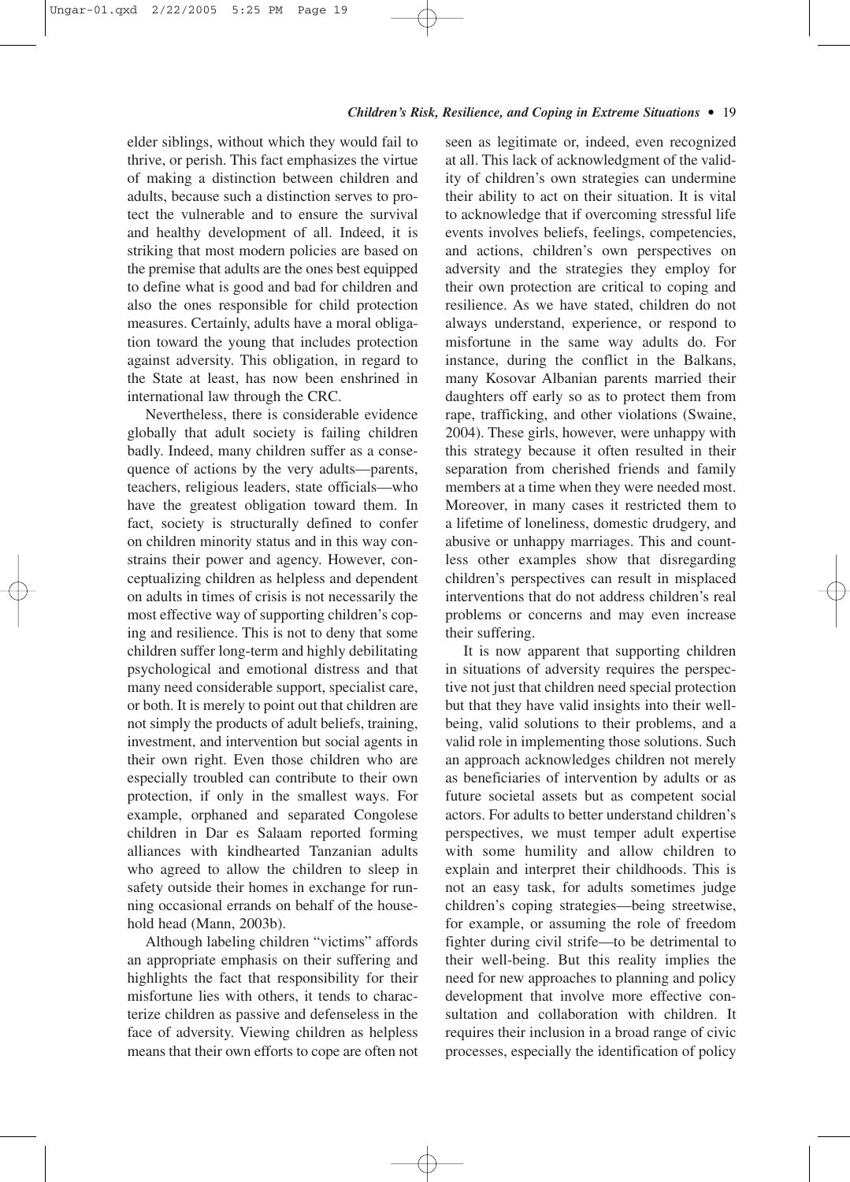elder siblings, without which they would fail to thrive, or perish. This fact emphasizes the virtue of making a distinction between children and adults, because such a distinction serves to protect the vulnerable and to ensure the survival and healthy development of all. Indeed, it is striking that most modern policies are based on the premise that adults are the ones best equipped to define what is good and bad for children and also the ones responsible for child protection measures. Certainly, adults have a moral obligation toward the young that includes protection against adversity. This obligation, in regard to the State at least, has now been enshrined in international law through the CRC.

Nevertheless, there is considerable evidence globally that adult society is failing children badly. Indeed, many children suffer as a consequence of actions by the very adults—parents, teachers, religious leaders, state officials—who have the greatest obligation toward them. In fact, society is structurally defined to confer on children minority status and in this way constrains their power and agency. However, conceptualizing children as helpless and dependent on adults in times of crisis is not necessarily the most effective way of supporting children's coping and resilience. This is not to deny that some children suffer long-term and highly debilitating psychological and emotional distress and that many need considerable support, specialist care, or both. It is merely to point out that children are not simply the products of adult beliefs, training, investment, and intervention but social agents in their own right. Even those children who are especially troubled can contribute to their own protection, if only in the smallest ways. For example, orphaned and separated Congolese children in Dar es Salaam reported forming alliances with kindhearted Tanzanian adults who agreed to allow the children to sleep in safety outside their homes in exchange for running occasional errands on behalf of the household head (Mann, 2003b).

Although labeling children "victims" affords an appropriate emphasis on their suffering and highlights the fact that responsibility for their misfortune lies with others, it tends to characterize children as passive and defenseless in the face of adversity. Viewing children as helpless means that their own efforts to cope are often not seen as legitimate or, indeed, even recognized at all. This lack of acknowledgment of the validity of children's own strategies can undermine their ability to act on their situation. It is vital to acknowledge that if overcoming stressful life events involves beliefs, feelings, competencies, and actions, children's own perspectives on adversity and the strategies they employ for their own protection are critical to coping and resilience. As we have stated, children do not always understand, experience, or respond to misfortune in the same way adults do. For instance, during the conflict in the Balkans, many Kosovar Albanian parents married their daughters off early so as to protect them from rape, trafficking, and other violations (Swaine, 2004). These girls, however, were unhappy with this strategy because it often resulted in their separation from cherished friends and family members at a time when they were needed most. Moreover, in many cases it restricted them to a lifetime of loneliness, domestic drudgery, and abusive or unhappy marriages. This and countless other examples show that disregarding children's perspectives can result in misplaced interventions that do not address children's real problems or concerns and may even increase their suffering.

It is now apparent that supporting children in situations of adversity requires the perspective not just that children need special protection but that they have valid insights into their well-being, valid solutions to their problems, and a valid role in implementing those solutions. Such an approach acknowledges children not merely as beneficiaries of intervention by adults or as future societal assets but as competent social actors. For adults to better understand children's perspectives, we must temper adult expertise with some humility and allow children to explain and interpret their childhoods. This is not an easy task, for adults sometimes judge children's coping strategies—being streetwise, for example, or assuming the role of freedom fighter during civil strife—to be detrimental to their well-being. But this reality implies the need for new approaches to planning and policy development that involve more effective consultation and collaboration with children. It requires their inclusion in a broad range of civic processes, especially the identification of policy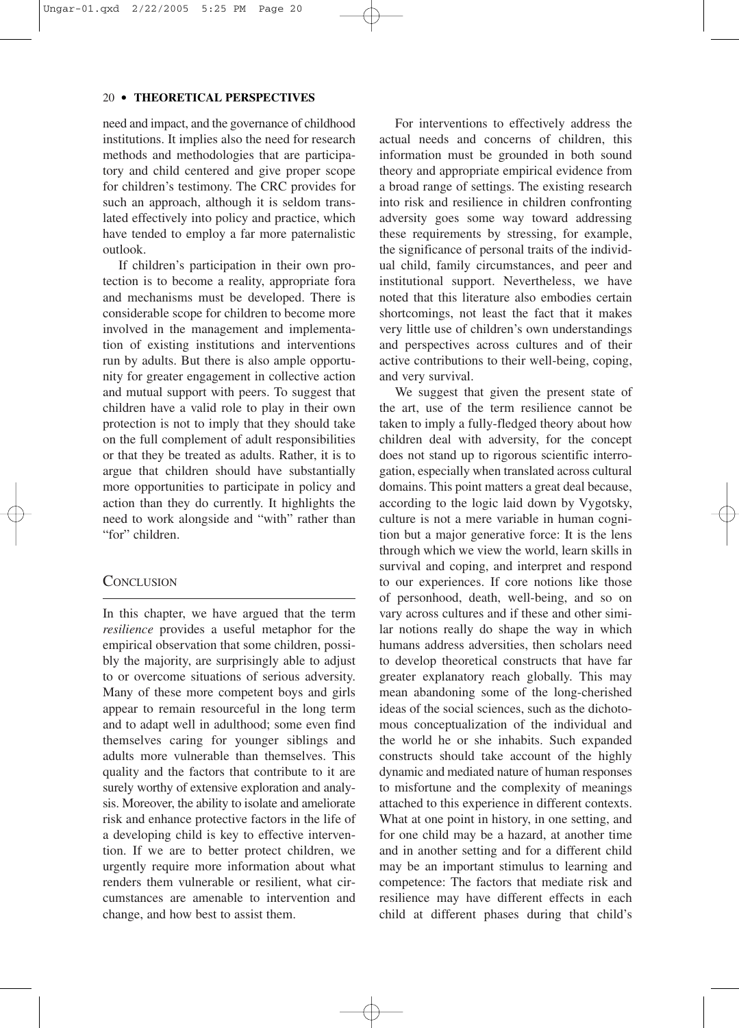need and impact, and the governance of childhood institutions. It implies also the need for research methods and methodologies that are participatory and child centered and give proper scope for children's testimony. The CRC provides for such an approach, although it is seldom translated effectively into policy and practice, which have tended to employ a far more paternalistic outlook.

If children's participation in their own protection is to become a reality, appropriate fora and mechanisms must be developed. There is considerable scope for children to become more involved in the management and implementation of existing institutions and interventions run by adults. But there is also ample opportunity for greater engagement in collective action and mutual support with peers. To suggest that children have a valid role to play in their own protection is not to imply that they should take on the full complement of adult responsibilities or that they be treated as adults. Rather, it is to argue that children should have substantially more opportunities to participate in policy and action than they do currently. It highlights the need to work alongside and "with" rather than "for" children.

## CONCLUSION

In this chapter, we have argued that the term *resilience* provides a useful metaphor for the empirical observation that some children, possibly the majority, are surprisingly able to adjust to or overcome situations of serious adversity. Many of these more competent boys and girls appear to remain resourceful in the long term and to adapt well in adulthood; some even find themselves caring for younger siblings and adults more vulnerable than themselves. This quality and the factors that contribute to it are surely worthy of extensive exploration and analysis. Moreover, the ability to isolate and ameliorate risk and enhance protective factors in the life of a developing child is key to effective intervention. If we are to better protect children, we urgently require more information about what renders them vulnerable or resilient, what circumstances are amenable to intervention and change, and how best to assist them.

For interventions to effectively address the actual needs and concerns of children, this information must be grounded in both sound theory and appropriate empirical evidence from a broad range of settings. The existing research into risk and resilience in children confronting adversity goes some way toward addressing these requirements by stressing, for example, the significance of personal traits of the individual child, family circumstances, and peer and institutional support. Nevertheless, we have noted that this literature also embodies certain shortcomings, not least the fact that it makes very little use of children's own understandings and perspectives across cultures and of their active contributions to their well-being, coping, and very survival.

We suggest that given the present state of the art, use of the term resilience cannot be taken to imply a fully-fledged theory about how children deal with adversity, for the concept does not stand up to rigorous scientific interrogation, especially when translated across cultural domains. This point matters a great deal because, according to the logic laid down by Vygotsky, culture is not a mere variable in human cognition but a major generative force: It is the lens through which we view the world, learn skills in survival and coping, and interpret and respond to our experiences. If core notions like those of personhood, death, well-being, and so on vary across cultures and if these and other similar notions really do shape the way in which humans address adversities, then scholars need to develop theoretical constructs that have far greater explanatory reach globally. This may mean abandoning some of the long-cherished ideas of the social sciences, such as the dichotomous conceptualization of the individual and the world he or she inhabits. Such expanded constructs should take account of the highly dynamic and mediated nature of human responses to misfortune and the complexity of meanings attached to this experience in different contexts. What at one point in history, in one setting, and for one child may be a hazard, at another time and in another setting and for a different child may be an important stimulus to learning and competence: The factors that mediate risk and resilience may have different effects in each child at different phases during that child's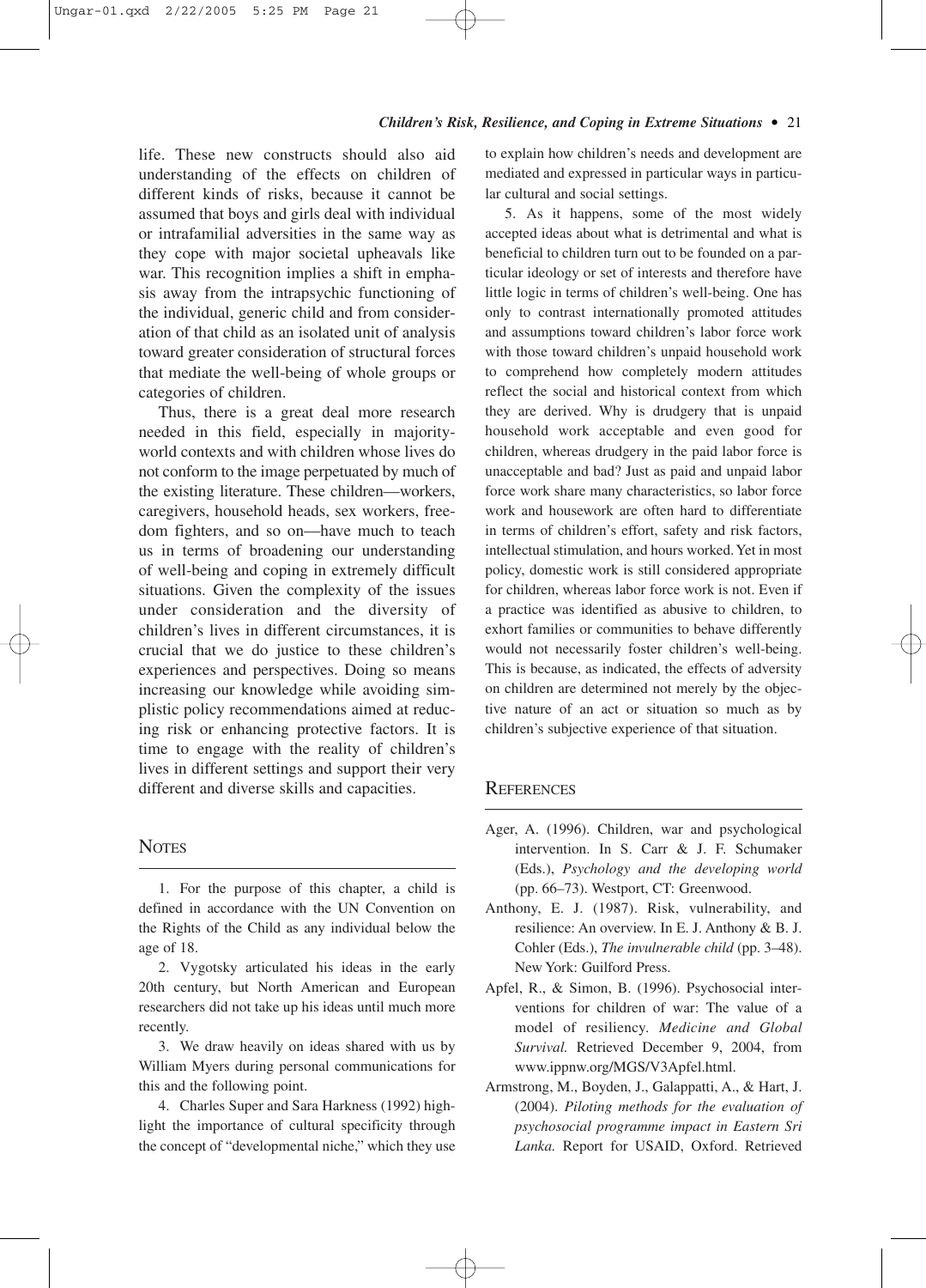life. These new constructs should also aid understanding of the effects on children of different kinds of risks, because it cannot be assumed that boys and girls deal with individual or intrafamilial adversities in the same way as they cope with major societal upheavals like war. This recognition implies a shift in emphasis away from the intrapsychic functioning of the individual, generic child and from consideration of that child as an isolated unit of analysis toward greater consideration of structural forces that mediate the well-being of whole groups or categories of children.

Thus, there is a great deal more research needed in this field, especially in majority-world contexts and with children whose lives do not conform to the image perpetuated by much of the existing literature. These children—workers, caregivers, household heads, sex workers, freedom fighters, and so on—have much to teach us in terms of broadening our understanding of well-being and coping in extremely difficult situations. Given the complexity of the issues under consideration and the diversity of children's lives in different circumstances, it is crucial that we do justice to these children's experiences and perspectives. Doing so means increasing our knowledge while avoiding simplistic policy recommendations aimed at reducing risk or enhancing protective factors. It is time to engage with the reality of children's lives in different settings and support their very different and diverse skills and capacities.

## Notes

1. For the purpose of this chapter, a child is defined in accordance with the UN Convention on the Rights of the Child as any individual below the age of 18.

2. Vygotsky articulated his ideas in the early 20th century, but North American and European researchers did not take up his ideas until much more recently.

3. We draw heavily on ideas shared with us by William Myers during personal communications for this and the following point.

4. Charles Super and Sara Harkness (1992) highlight the importance of cultural specificity through the concept of "developmental niche," which they use to explain how children's needs and development are mediated and expressed in particular ways in particular cultural and social settings.

5. As it happens, some of the most widely accepted ideas about what is detrimental and what is beneficial to children turn out to be founded on a particular ideology or set of interests and therefore have little logic in terms of children's well-being. One has only to contrast internationally promoted attitudes and assumptions toward children's labor force work with those toward children's unpaid household work to comprehend how completely modern attitudes reflect the social and historical context from which they are derived. Why is drudgery that is unpaid household work acceptable and even good for children, whereas drudgery in the paid labor force is unacceptable and bad? Just as paid and unpaid labor force work share many characteristics, so labor force work and housework are often hard to differentiate in terms of children's effort, safety and risk factors, intellectual stimulation, and hours worked. Yet in most policy, domestic work is still considered appropriate for children, whereas labor force work is not. Even if a practice was identified as abusive to children, to exhort families or communities to behave differently would not necessarily foster children's well-being. This is because, as indicated, the effects of adversity on children are determined not merely by the objective nature of an act or situation so much as by children's subjective experience of that situation.

## References

Ager, A. (1996). Children, war and psychological intervention. In S. Carr & J. F. Schumaker (Eds.), *Psychology and the developing world* (pp. 66–73). Westport, CT: Greenwood.

Anthony, E. J. (1987). Risk, vulnerability, and resilience: An overview. In E. J. Anthony & B. J. Cohler (Eds.), *The invulnerable child* (pp. 3–48). New York: Guilford Press.

Apfel, R., & Simon, B. (1996). Psychosocial interventions for children of war: The value of a model of resiliency. *Medicine and Global Survival.* Retrieved December 9, 2004, from www.ippnw.org/MGS/V3Apfel.html.

Armstrong, M., Boyden, J., Galappatti, A., & Hart, J. (2004). *Piloting methods for the evaluation of psychosocial programme impact in Eastern Sri Lanka.* Report for USAID, Oxford. Retrieved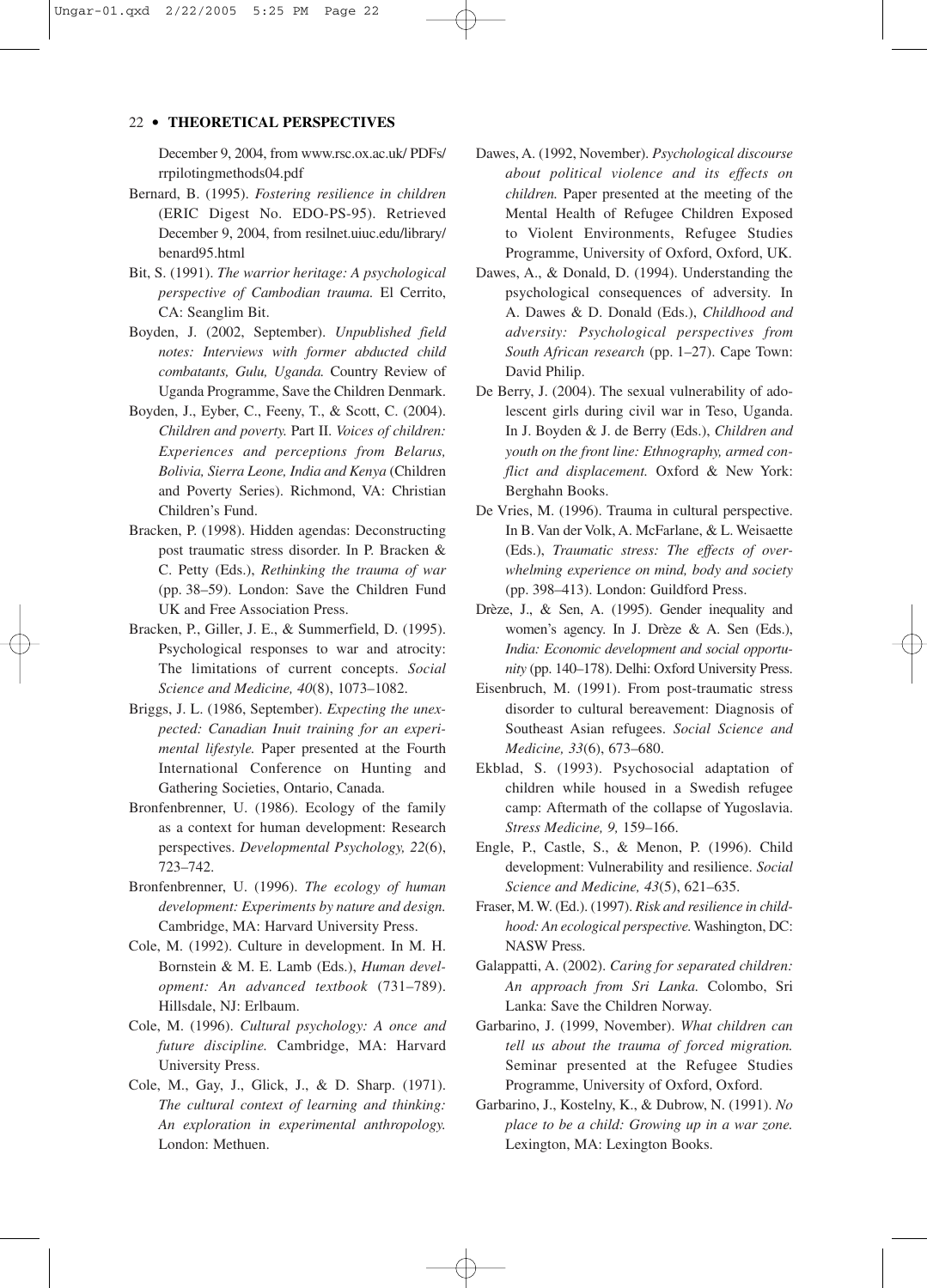December 9, 2004, from www.rsc.ox.ac.uk/ PDFs/ rrpilotingmethods04.pdf

Bernard, B. (1995). *Fostering resilience in children* (ERIC Digest No. EDO-PS-95). Retrieved December 9, 2004, from resilnet.uiuc.edu/library/ benard95.html

Bit, S. (1991). *The warrior heritage: A psychological perspective of Cambodian trauma.* El Cerrito, CA: Seanglim Bit.

Boyden, J. (2002, September). *Unpublished field notes: Interviews with former abducted child combatants, Gulu, Uganda.* Country Review of Uganda Programme, Save the Children Denmark.

Boyden, J., Eyber, C., Feeny, T., & Scott, C. (2004). *Children and poverty.* Part II. *Voices of children: Experiences and perceptions from Belarus, Bolivia, Sierra Leone, India and Kenya* (Children and Poverty Series). Richmond, VA: Christian Children's Fund.

Bracken, P. (1998). Hidden agendas: Deconstructing post traumatic stress disorder. In P. Bracken & C. Petty (Eds.), *Rethinking the trauma of war* (pp. 38–59). London: Save the Children Fund UK and Free Association Press.

Bracken, P., Giller, J. E., & Summerfield, D. (1995). Psychological responses to war and atrocity: The limitations of current concepts. *Social Science and Medicine, 40*(8), 1073–1082.

Briggs, J. L. (1986, September). *Expecting the unexpected: Canadian Inuit training for an experimental lifestyle.* Paper presented at the Fourth International Conference on Hunting and Gathering Societies, Ontario, Canada.

Bronfenbrenner, U. (1986). Ecology of the family as a context for human development: Research perspectives. *Developmental Psychology, 22*(6), 723–742.

Bronfenbrenner, U. (1996). *The ecology of human development: Experiments by nature and design.* Cambridge, MA: Harvard University Press.

Cole, M. (1992). Culture in development. In M. H. Bornstein & M. E. Lamb (Eds.), *Human development: An advanced textbook* (731–789). Hillsdale, NJ: Erlbaum.

Cole, M. (1996). *Cultural psychology: A once and future discipline.* Cambridge, MA: Harvard University Press.

Cole, M., Gay, J., Glick, J., & D. Sharp. (1971). *The cultural context of learning and thinking: An exploration in experimental anthropology.* London: Methuen.

Dawes, A. (1992, November). *Psychological discourse about political violence and its effects on children.* Paper presented at the meeting of the Mental Health of Refugee Children Exposed to Violent Environments, Refugee Studies Programme, University of Oxford, Oxford, UK.

Dawes, A., & Donald, D. (1994). Understanding the psychological consequences of adversity. In A. Dawes & D. Donald (Eds.), *Childhood and adversity: Psychological perspectives from South African research* (pp. 1–27). Cape Town: David Philip.

De Berry, J. (2004). The sexual vulnerability of adolescent girls during civil war in Teso, Uganda. In J. Boyden & J. de Berry (Eds.), *Children and youth on the front line: Ethnography, armed conflict and displacement.* Oxford & New York: Berghahn Books.

De Vries, M. (1996). Trauma in cultural perspective. In B. Van der Volk, A. McFarlane, & L. Weisaette (Eds.), *Traumatic stress: The effects of overwhelming experience on mind, body and society* (pp. 398–413). London: Guildford Press.

Drèze, J., & Sen, A. (1995). Gender inequality and women's agency. In J. Drèze & A. Sen (Eds.), *India: Economic development and social opportunity* (pp. 140–178). Delhi: Oxford University Press.

Eisenbruch, M. (1991). From post-traumatic stress disorder to cultural bereavement: Diagnosis of Southeast Asian refugees. *Social Science and Medicine, 33*(6), 673–680.

Ekblad, S. (1993). Psychosocial adaptation of children while housed in a Swedish refugee camp: Aftermath of the collapse of Yugoslavia. *Stress Medicine, 9,* 159–166.

Engle, P., Castle, S., & Menon, P. (1996). Child development: Vulnerability and resilience. *Social Science and Medicine, 43*(5), 621–635.

Fraser, M. W. (Ed.). (1997). *Risk and resilience in childhood: An ecological perspective.* Washington, DC: NASW Press.

Galappatti, A. (2002). *Caring for separated children: An approach from Sri Lanka.* Colombo, Sri Lanka: Save the Children Norway.

Garbarino, J. (1999, November). *What children can tell us about the trauma of forced migration.* Seminar presented at the Refugee Studies Programme, University of Oxford, Oxford.

Garbarino, J., Kostelny, K., & Dubrow, N. (1991). *No place to be a child: Growing up in a war zone.* Lexington, MA: Lexington Books.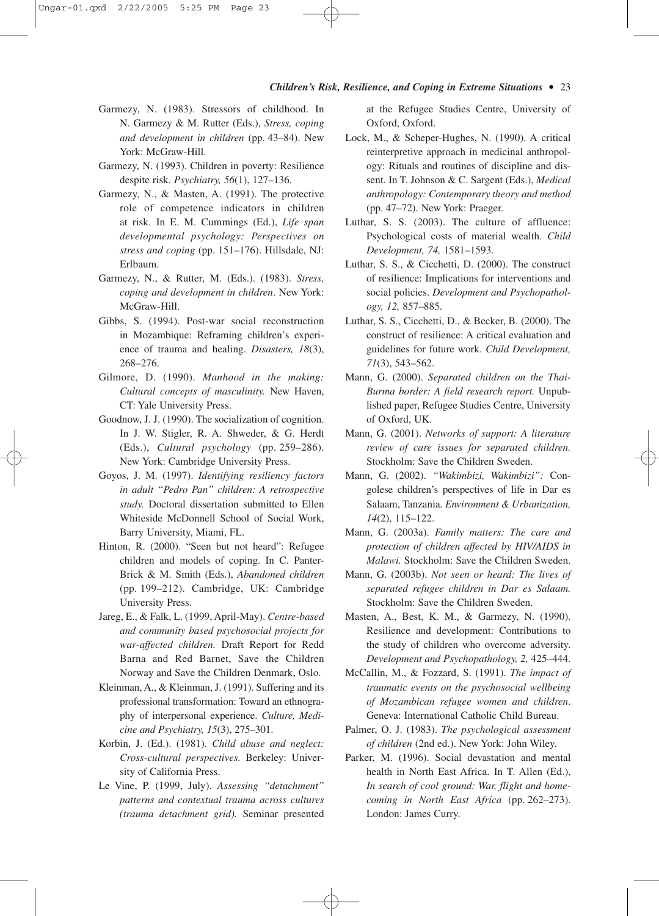Garmezy, N. (1983). Stressors of childhood. In N. Garmezy & M. Rutter (Eds.), *Stress, coping and development in children* (pp. 43–84). New York: McGraw-Hill.

Garmezy, N. (1993). Children in poverty: Resilience despite risk. *Psychiatry, 56*(1), 127–136.

Garmezy, N., & Masten, A. (1991). The protective role of competence indicators in children at risk. In E. M. Cummings (Ed.), *Life span developmental psychology: Perspectives on stress and coping* (pp. 151–176). Hillsdale, NJ: Erlbaum.

Garmezy, N., & Rutter, M. (Eds.). (1983). *Stress, coping and development in children*. New York: McGraw-Hill.

Gibbs, S. (1994). Post-war social reconstruction in Mozambique: Reframing children's experience of trauma and healing. *Disasters, 18*(3), 268–276.

Gilmore, D. (1990). *Manhood in the making: Cultural concepts of masculinity.* New Haven, CT: Yale University Press.

Goodnow, J. J. (1990). The socialization of cognition. In J. W. Stigler, R. A. Shweder, & G. Herdt (Eds.), *Cultural psychology* (pp. 259–286). New York: Cambridge University Press.

Goyos, J. M. (1997). *Identifying resiliency factors in adult "Pedro Pan" children: A retrospective study.* Doctoral dissertation submitted to Ellen Whiteside McDonnell School of Social Work, Barry University, Miami, FL.

Hinton, R. (2000). "Seen but not heard": Refugee children and models of coping. In C. Panter-Brick & M. Smith (Eds.), *Abandoned children* (pp. 199–212). Cambridge, UK: Cambridge University Press.

Jareg, E., & Falk, L. (1999, April-May). *Centre-based and community based psychosocial projects for war-affected children.* Draft Report for Redd Barna and Red Barnet, Save the Children Norway and Save the Children Denmark, Oslo.

Kleinman, A., & Kleinman, J. (1991). Suffering and its professional transformation: Toward an ethnography of interpersonal experience. *Culture, Medicine and Psychiatry, 15*(3), 275–301.

Korbin, J. (Ed.). (1981). *Child abuse and neglect: Cross-cultural perspectives.* Berkeley: University of California Press.

Le Vine, P. (1999, July). *Assessing "detachment" patterns and contextual trauma across cultures (trauma detachment grid).* Seminar presented at the Refugee Studies Centre, University of Oxford, Oxford.

Lock, M., & Scheper-Hughes, N. (1990). A critical reinterpretive approach in medicinal anthropology: Rituals and routines of discipline and dissent. In T. Johnson & C. Sargent (Eds.), *Medical anthropology: Contemporary theory and method* (pp. 47–72). New York: Praeger.

Luthar, S. S. (2003). The culture of affluence: Psychological costs of material wealth. *Child Development, 74,* 1581–1593.

Luthar, S. S., & Cicchetti, D. (2000). The construct of resilience: Implications for interventions and social policies. *Development and Psychopathology, 12,* 857–885.

Luthar, S. S., Cicchetti, D., & Becker, B. (2000). The construct of resilience: A critical evaluation and guidelines for future work. *Child Development, 71*(3), 543–562.

Mann, G. (2000). *Separated children on the Thai-Burma border: A field research report.* Unpublished paper, Refugee Studies Centre, University of Oxford, UK.

Mann, G. (2001). *Networks of support: A literature review of care issues for separated children.* Stockholm: Save the Children Sweden.

Mann, G. (2002). *"Wakimbizi, Wakimbizi":* Congolese children's perspectives of life in Dar es Salaam, Tanzania. *Environment & Urbanization, 14*(2), 115–122.

Mann, G. (2003a). *Family matters: The care and protection of children affected by HIV/AIDS in Malawi.* Stockholm: Save the Children Sweden.

Mann, G. (2003b). *Not seen or heard: The lives of separated refugee children in Dar es Salaam.* Stockholm: Save the Children Sweden.

Masten, A., Best, K. M., & Garmezy, N. (1990). Resilience and development: Contributions to the study of children who overcome adversity. *Development and Psychopathology, 2,* 425–444.

McCallin, M., & Fozzard, S. (1991). *The impact of traumatic events on the psychosocial wellbeing of Mozambican refugee women and children*. Geneva: International Catholic Child Bureau.

Palmer, O. J. (1983). *The psychological assessment of children* (2nd ed.). New York: John Wiley.

Parker, M. (1996). Social devastation and mental health in North East Africa. In T. Allen (Ed.), *In search of cool ground: War, flight and homecoming in North East Africa* (pp. 262–273). London: James Curry.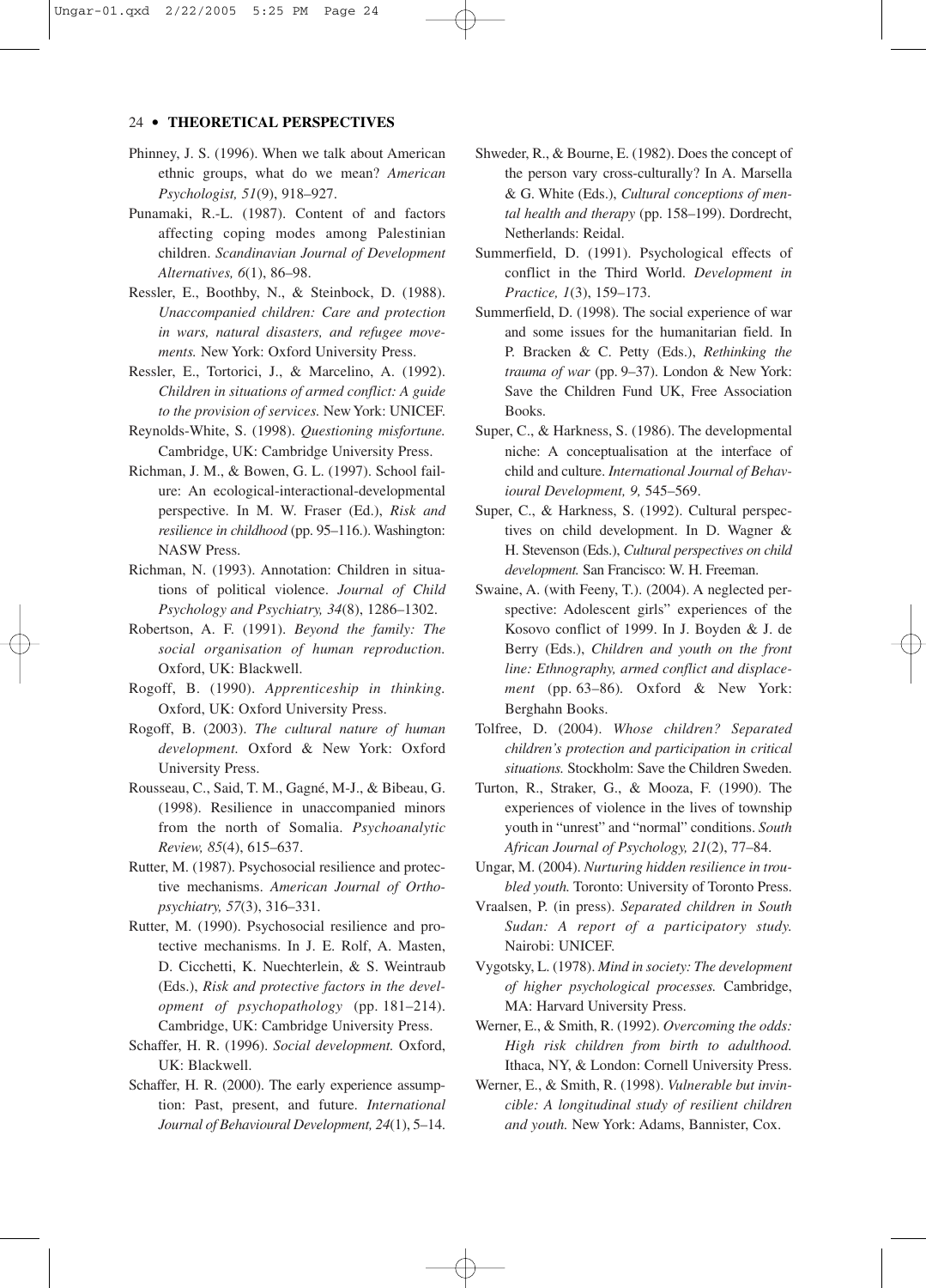Phinney, J. S. (1996). When we talk about American ethnic groups, what do we mean? *American Psychologist, 51*(9), 918–927.

Punamaki, R.-L. (1987). Content of and factors affecting coping modes among Palestinian children. *Scandinavian Journal of Development Alternatives, 6*(1), 86–98.

Ressler, E., Boothby, N., & Steinbock, D. (1988). *Unaccompanied children: Care and protection in wars, natural disasters, and refugee movements.* New York: Oxford University Press.

Ressler, E., Tortorici, J., & Marcelino, A. (1992). *Children in situations of armed conflict: A guide to the provision of services.* New York: UNICEF.

Reynolds-White, S. (1998). *Questioning misfortune.* Cambridge, UK: Cambridge University Press.

Richman, J. M., & Bowen, G. L. (1997). School failure: An ecological-interactional-developmental perspective. In M. W. Fraser (Ed.), *Risk and resilience in childhood* (pp. 95–116.). Washington: NASW Press.

Richman, N. (1993). Annotation: Children in situations of political violence. *Journal of Child Psychology and Psychiatry, 34*(8), 1286–1302.

Robertson, A. F. (1991). *Beyond the family: The social organisation of human reproduction.* Oxford, UK: Blackwell.

Rogoff, B. (1990). *Apprenticeship in thinking.* Oxford, UK: Oxford University Press.

Rogoff, B. (2003). *The cultural nature of human development.* Oxford & New York: Oxford University Press.

Rousseau, C., Said, T. M., Gagné, M-J., & Bibeau, G. (1998). Resilience in unaccompanied minors from the north of Somalia. *Psychoanalytic Review, 85*(4), 615–637.

Rutter, M. (1987). Psychosocial resilience and protective mechanisms. *American Journal of Orthopsychiatry, 57*(3), 316–331.

Rutter, M. (1990). Psychosocial resilience and protective mechanisms. In J. E. Rolf, A. Masten, D. Cicchetti, K. Nuechterlein, & S. Weintraub (Eds.), *Risk and protective factors in the development of psychopathology* (pp. 181–214). Cambridge, UK: Cambridge University Press.

Schaffer, H. R. (1996). *Social development.* Oxford, UK: Blackwell.

Schaffer, H. R. (2000). The early experience assumption: Past, present, and future. *International Journal of Behavioural Development, 24*(1), 5–14.

Shweder, R., & Bourne, E. (1982). Does the concept of the person vary cross-culturally? In A. Marsella & G. White (Eds.), *Cultural conceptions of mental health and therapy* (pp. 158–199). Dordrecht, Netherlands: Reidal.

Summerfield, D. (1991). Psychological effects of conflict in the Third World. *Development in Practice, 1*(3), 159–173.

Summerfield, D. (1998). The social experience of war and some issues for the humanitarian field. In P. Bracken & C. Petty (Eds.), *Rethinking the trauma of war* (pp. 9–37). London & New York: Save the Children Fund UK, Free Association Books.

Super, C., & Harkness, S. (1986). The developmental niche: A conceptualisation at the interface of child and culture. *International Journal of Behavioural Development, 9,* 545–569.

Super, C., & Harkness, S. (1992). Cultural perspectives on child development. In D. Wagner & H. Stevenson (Eds.), *Cultural perspectives on child development.* San Francisco: W. H. Freeman.

Swaine, A. (with Feeny, T.). (2004). A neglected perspective: Adolescent girls" experiences of the Kosovo conflict of 1999. In J. Boyden & J. de Berry (Eds.), *Children and youth on the front line: Ethnography, armed conflict and displacement* (pp. 63–86). Oxford & New York: Berghahn Books.

Tolfree, D. (2004). *Whose children? Separated children's protection and participation in critical situations.* Stockholm: Save the Children Sweden.

Turton, R., Straker, G., & Mooza, F. (1990). The experiences of violence in the lives of township youth in "unrest" and "normal" conditions. *South African Journal of Psychology, 21*(2), 77–84.

Ungar, M. (2004). *Nurturing hidden resilience in troubled youth.* Toronto: University of Toronto Press.

Vraalsen, P. (in press). *Separated children in South Sudan: A report of a participatory study.* Nairobi: UNICEF.

Vygotsky, L. (1978). *Mind in society: The development of higher psychological processes.* Cambridge, MA: Harvard University Press.

Werner, E., & Smith, R. (1992). *Overcoming the odds: High risk children from birth to adulthood.* Ithaca, NY, & London: Cornell University Press.

Werner, E., & Smith, R. (1998). *Vulnerable but invincible: A longitudinal study of resilient children and youth.* New York: Adams, Bannister, Cox.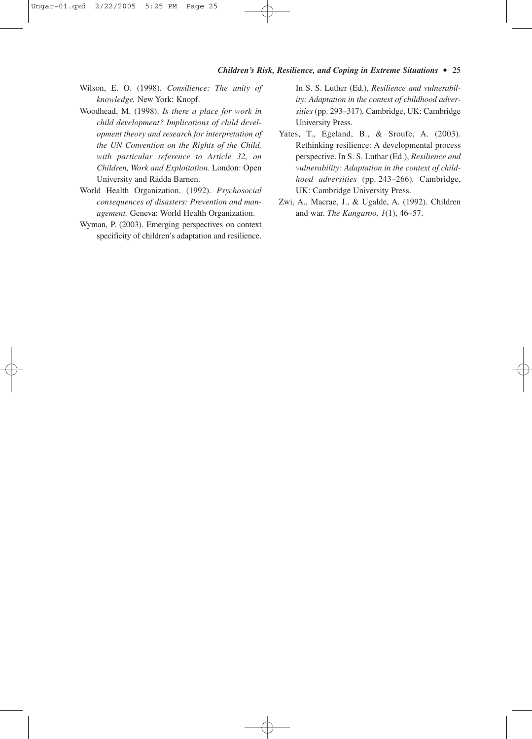Wilson, E. O. (1998). *Consilience: The unity of knowledge.* New York: Knopf.

Woodhead, M. (1998). *Is there a place for work in child development? Implications of child development theory and research for interpretation of the UN Convention on the Rights of the Child, with particular reference to Article 32, on Children, Work and Exploitation*. London: Open University and Rädda Barnen.

World Health Organization. (1992). *Psychosocial consequences of disasters: Prevention and management.* Geneva: World Health Organization.

Wyman, P. (2003). Emerging perspectives on context specificity of children's adaptation and resilience. In S. S. Luther (Ed.), *Resilience and vulnerability: Adaptation in the context of childhood adversities* (pp. 293–317)*.* Cambridge, UK: Cambridge University Press.

Yates, T., Egeland, B., & Sroufe, A. (2003). Rethinking resilience: A developmental process perspective. In S. S. Luthar (Ed.), *Resilience and vulnerability: Adaptation in the context of childhood adversities* (pp. 243–266)*.* Cambridge, UK: Cambridge University Press.

Zwi, A., Macrae, J., & Ugalde, A. (1992). Children and war. *The Kangaroo, 1*(1), 46–57.